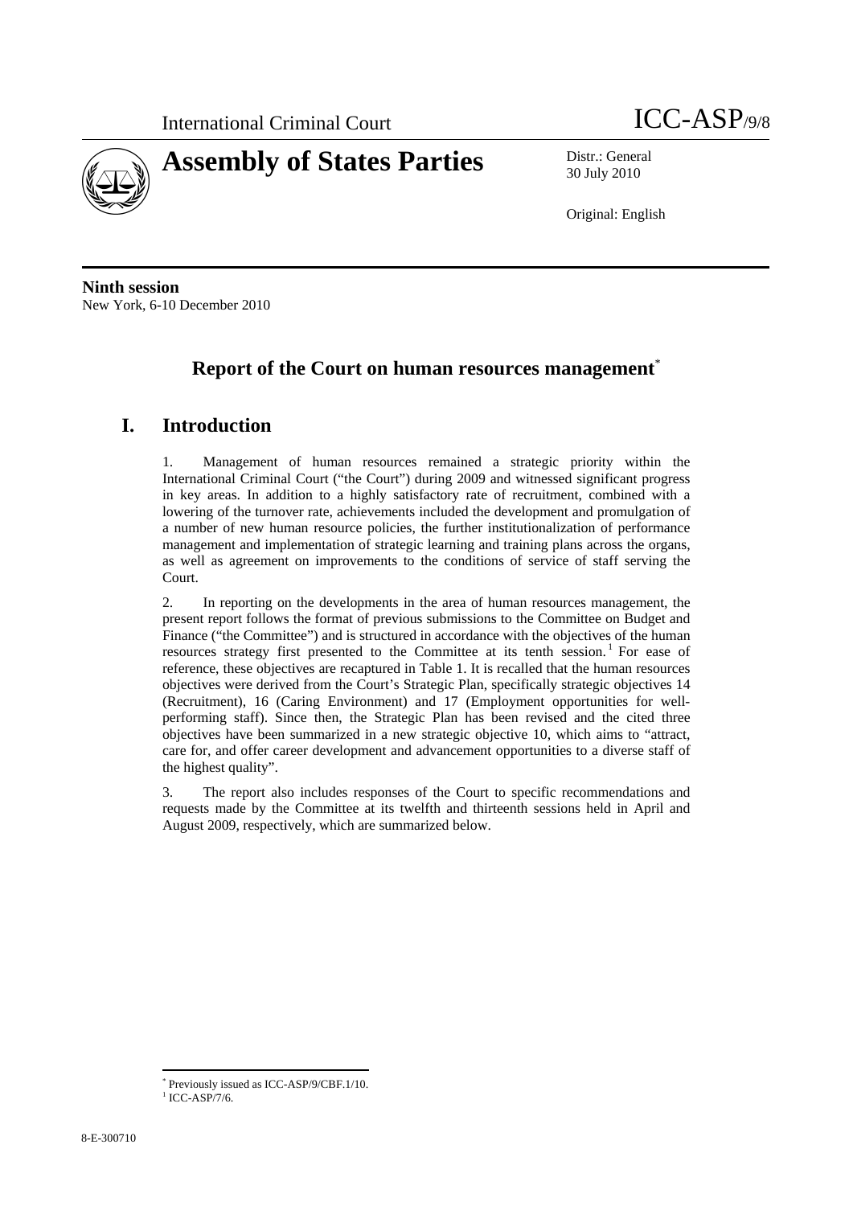International Criminal Court

# ICC-ASP/9/8

## Assembly of States Parties

Distr.: General
30 July 2010

Original: English

**Ninth session**
New York, 6-10 December 2010

# Report of the Court on human resources management[*]

# I. Introduction

1. Management of human resources remained a strategic priority within the International Criminal Court ("the Court") during 2009 and witnessed significant progress in key areas. In addition to a highly satisfactory rate of recruitment, combined with a lowering of the turnover rate, achievements included the development and promulgation of a number of new human resource policies, the further institutionalization of performance management and implementation of strategic learning and training plans across the organs, as well as agreement on improvements to the conditions of service of staff serving the Court.

2. In reporting on the developments in the area of human resources management, the present report follows the format of previous submissions to the Committee on Budget and Finance ("the Committee") and is structured in accordance with the objectives of the human resources strategy first presented to the Committee at its tenth session.[1] For ease of reference, these objectives are recaptured in Table 1. It is recalled that the human resources objectives were derived from the Court's Strategic Plan, specifically strategic objectives 14 (Recruitment), 16 (Caring Environment) and 17 (Employment opportunities for well-performing staff). Since then, the Strategic Plan has been revised and the cited three objectives have been summarized in a new strategic objective 10, which aims to "attract, care for, and offer career development and advancement opportunities to a diverse staff of the highest quality".

3. The report also includes responses of the Court to specific recommendations and requests made by the Committee at its twelfth and thirteenth sessions held in April and August 2009, respectively, which are summarized below.

---

[*] Previously issued as ICC-ASP/9/CBF.1/10.

[1] ICC-ASP/7/6.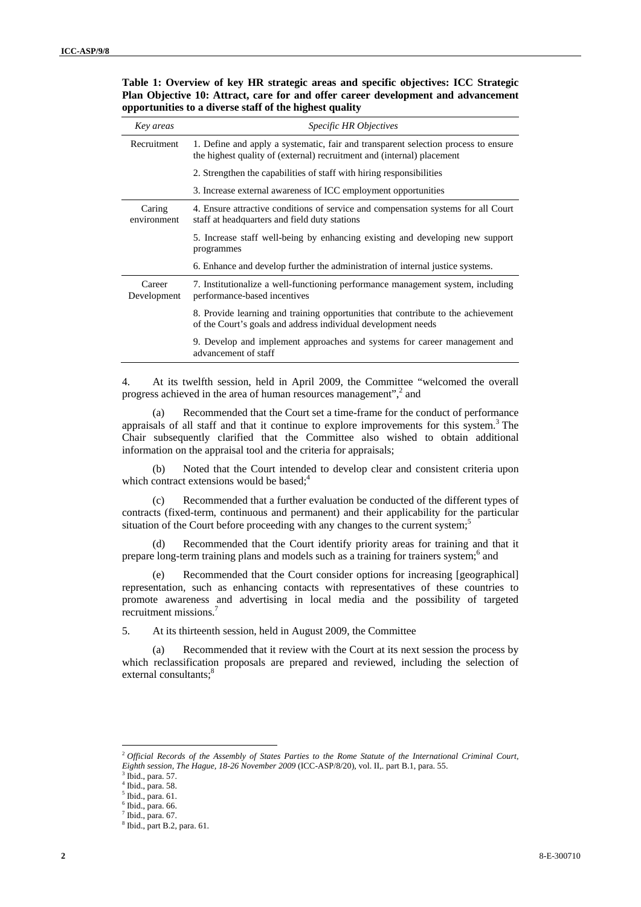**Table 1: Overview of key HR strategic areas and specific objectives: ICC Strategic Plan Objective 10: Attract, care for and offer career development and advancement opportunities to a diverse staff of the highest quality**

| *Key areas* | *Specific HR Objectives* |
|---|---|
| Recruitment | 1. Define and apply a systematic, fair and transparent selection process to ensure the highest quality of (external) recruitment and (internal) placement |
| | 2. Strengthen the capabilities of staff with hiring responsibilities |
| | 3. Increase external awareness of ICC employment opportunities |
| Caring environment | 4. Ensure attractive conditions of service and compensation systems for all Court staff at headquarters and field duty stations |
| | 5. Increase staff well-being by enhancing existing and developing new support programmes |
| | 6. Enhance and develop further the administration of internal justice systems. |
| Career Development | 7. Institutionalize a well-functioning performance management system, including performance-based incentives |
| | 8. Provide learning and training opportunities that contribute to the achievement of the Court's goals and address individual development needs |
| | 9. Develop and implement approaches and systems for career management and advancement of staff |

4. At its twelfth session, held in April 2009, the Committee "welcomed the overall progress achieved in the area of human resources management",[2] and

(a) Recommended that the Court set a time-frame for the conduct of performance appraisals of all staff and that it continue to explore improvements for this system.[3] The Chair subsequently clarified that the Committee also wished to obtain additional information on the appraisal tool and the criteria for appraisals;

(b) Noted that the Court intended to develop clear and consistent criteria upon which contract extensions would be based;[4]

(c) Recommended that a further evaluation be conducted of the different types of contracts (fixed-term, continuous and permanent) and their applicability for the particular situation of the Court before proceeding with any changes to the current system;[5]

(d) Recommended that the Court identify priority areas for training and that it prepare long-term training plans and models such as a training for trainers system;[6] and

(e) Recommended that the Court consider options for increasing [geographical] representation, such as enhancing contacts with representatives of these countries to promote awareness and advertising in local media and the possibility of targeted recruitment missions.[7]

5. At its thirteenth session, held in August 2009, the Committee

(a) Recommended that it review with the Court at its next session the process by which reclassification proposals are prepared and reviewed, including the selection of external consultants;[8]

---

[2] *Official Records of the Assembly of States Parties to the Rome Statute of the International Criminal Court, Eighth session, The Hague, 18-26 November 2009* (ICC-ASP/8/20), vol. II,. part B.1, para. 55.

[3] Ibid., para. 57.

[4] Ibid., para. 58.

[5] Ibid., para. 61.

[6] Ibid., para. 66.

[7] Ibid., para. 67.

[8] Ibid., part B.2, para. 61.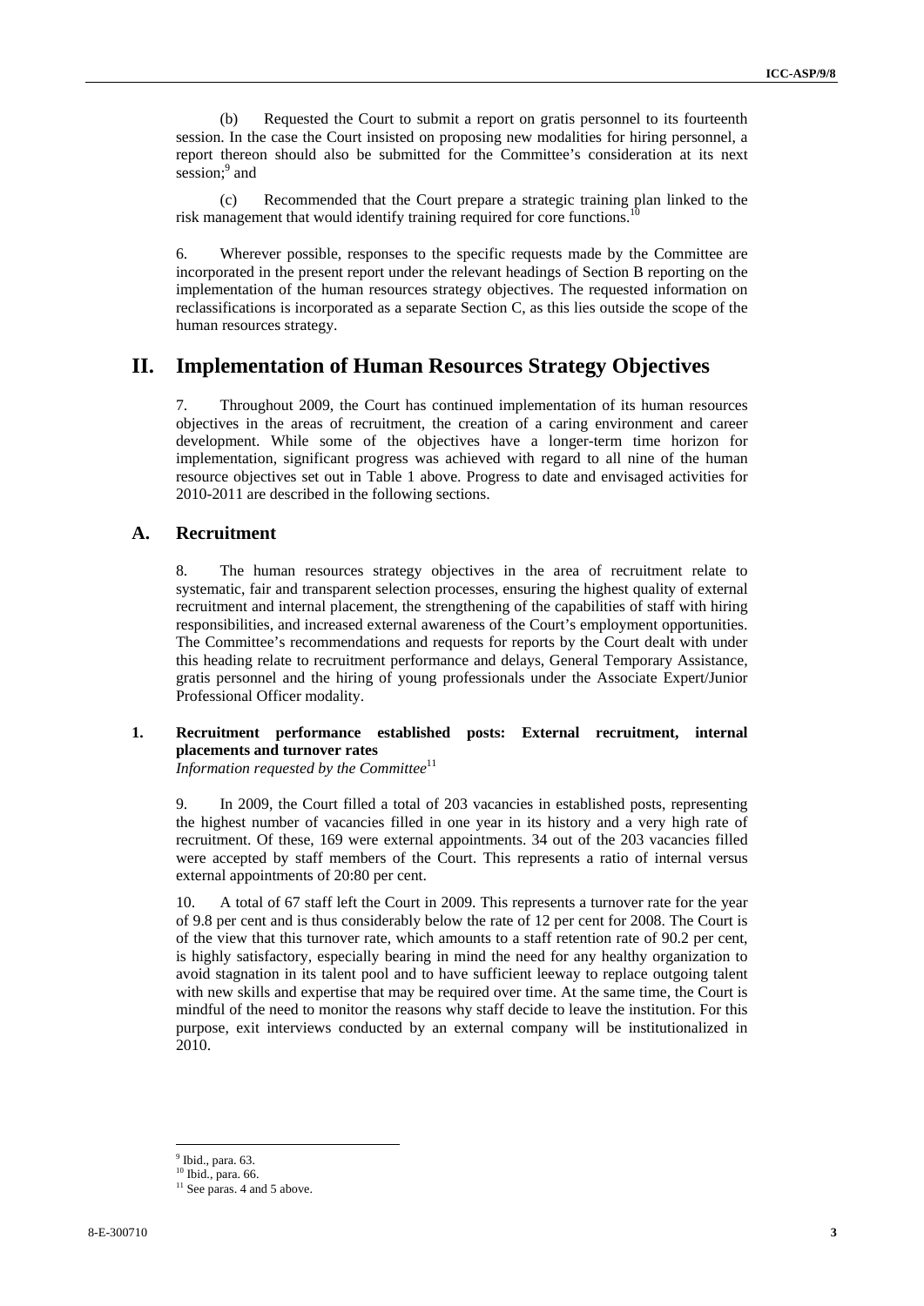(b) Requested the Court to submit a report on gratis personnel to its fourteenth session. In the case the Court insisted on proposing new modalities for hiring personnel, a report thereon should also be submitted for the Committee's consideration at its next session;[9] and

(c) Recommended that the Court prepare a strategic training plan linked to the risk management that would identify training required for core functions.[10]

6. Wherever possible, responses to the specific requests made by the Committee are incorporated in the present report under the relevant headings of Section B reporting on the implementation of the human resources strategy objectives. The requested information on reclassifications is incorporated as a separate Section C, as this lies outside the scope of the human resources strategy.

# II. Implementation of Human Resources Strategy Objectives

7. Throughout 2009, the Court has continued implementation of its human resources objectives in the areas of recruitment, the creation of a caring environment and career development. While some of the objectives have a longer-term time horizon for implementation, significant progress was achieved with regard to all nine of the human resource objectives set out in Table 1 above. Progress to date and envisaged activities for 2010-2011 are described in the following sections.

## A. Recruitment

8. The human resources strategy objectives in the area of recruitment relate to systematic, fair and transparent selection processes, ensuring the highest quality of external recruitment and internal placement, the strengthening of the capabilities of staff with hiring responsibilities, and increased external awareness of the Court's employment opportunities. The Committee's recommendations and requests for reports by the Court dealt with under this heading relate to recruitment performance and delays, General Temporary Assistance, gratis personnel and the hiring of young professionals under the Associate Expert/Junior Professional Officer modality.

### 1. Recruitment performance established posts: External recruitment, internal placements and turnover rates

*Information requested by the Committee*[11]

9. In 2009, the Court filled a total of 203 vacancies in established posts, representing the highest number of vacancies filled in one year in its history and a very high rate of recruitment. Of these, 169 were external appointments. 34 out of the 203 vacancies filled were accepted by staff members of the Court. This represents a ratio of internal versus external appointments of 20:80 per cent.

10. A total of 67 staff left the Court in 2009. This represents a turnover rate for the year of 9.8 per cent and is thus considerably below the rate of 12 per cent for 2008. The Court is of the view that this turnover rate, which amounts to a staff retention rate of 90.2 per cent, is highly satisfactory, especially bearing in mind the need for any healthy organization to avoid stagnation in its talent pool and to have sufficient leeway to replace outgoing talent with new skills and expertise that may be required over time. At the same time, the Court is mindful of the need to monitor the reasons why staff decide to leave the institution. For this purpose, exit interviews conducted by an external company will be institutionalized in 2010.

[9] Ibid., para. 63.

[10] Ibid., para. 66.

[11] See paras. 4 and 5 above.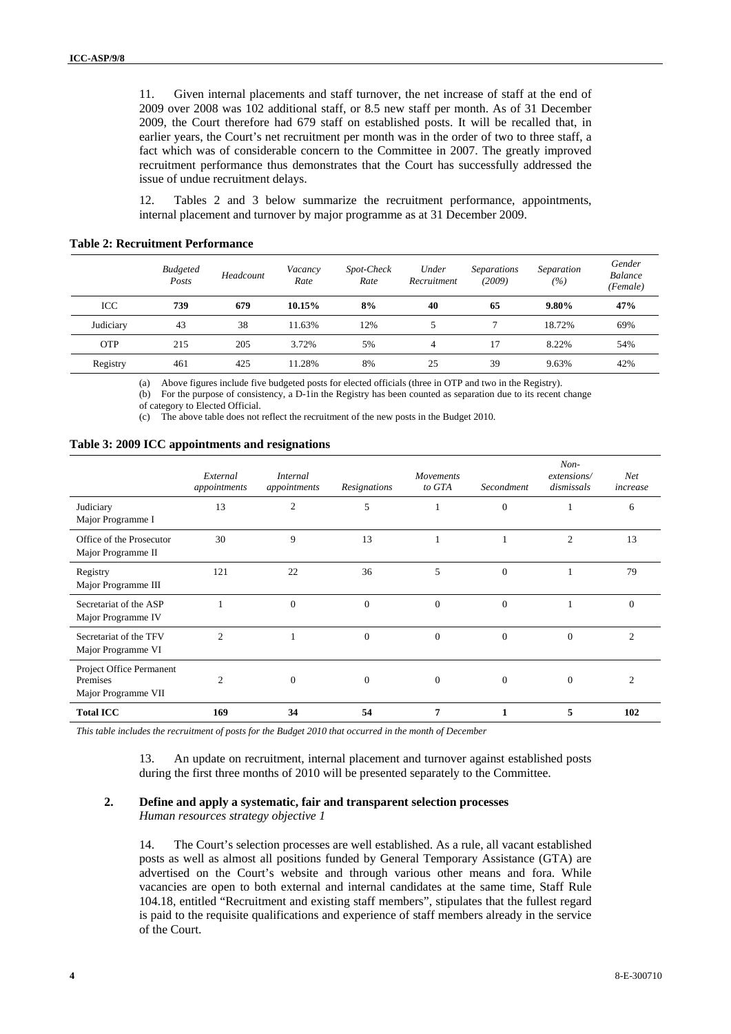11. Given internal placements and staff turnover, the net increase of staff at the end of 2009 over 2008 was 102 additional staff, or 8.5 new staff per month. As of 31 December 2009, the Court therefore had 679 staff on established posts. It will be recalled that, in earlier years, the Court's net recruitment per month was in the order of two to three staff, a fact which was of considerable concern to the Committee in 2007. The greatly improved recruitment performance thus demonstrates that the Court has successfully addressed the issue of undue recruitment delays.

12. Tables 2 and 3 below summarize the recruitment performance, appointments, internal placement and turnover by major programme as at 31 December 2009.

**Table 2: Recruitment Performance**

| | *Budgeted Posts* | *Headcount* | *Vacancy Rate* | *Spot-Check Rate* | *Under Recruitment* | *Separations (2009)* | *Separation (%)* | *Gender Balance (Female)* |
|---|---|---|---|---|---|---|---|---|
| ICC | **739** | **679** | **10.15%** | **8%** | **40** | **65** | **9.80%** | **47%** |
| Judiciary | 43 | 38 | 11.63% | 12% | 5 | 7 | 18.72% | 69% |
| OTP | 215 | 205 | 3.72% | 5% | 4 | 17 | 8.22% | 54% |
| Registry | 461 | 425 | 11.28% | 8% | 25 | 39 | 9.63% | 42% |

(a) Above figures include five budgeted posts for elected officials (three in OTP and two in the Registry).
(b) For the purpose of consistency, a D-1in the Registry has been counted as separation due to its recent change of category to Elected Official.
(c) The above table does not reflect the recruitment of the new posts in the Budget 2010.

**Table 3: 2009 ICC appointments and resignations**

| | *External appointments* | *Internal appointments* | *Resignations* | *Movements to GTA* | *Secondment* | *Non-extensions/ dismissals* | *Net increase* |
|---|---|---|---|---|---|---|---|
| Judiciary Major Programme I | 13 | 2 | 5 | 1 | 0 | 1 | 6 |
| Office of the Prosecutor Major Programme II | 30 | 9 | 13 | 1 | 1 | 2 | 13 |
| Registry Major Programme III | 121 | 22 | 36 | 5 | 0 | 1 | 79 |
| Secretariat of the ASP Major Programme IV | 1 | 0 | 0 | 0 | 0 | 1 | 0 |
| Secretariat of the TFV Major Programme VI | 2 | 1 | 0 | 0 | 0 | 0 | 2 |
| Project Office Permanent Premises Major Programme VII | 2 | 0 | 0 | 0 | 0 | 0 | 2 |
| **Total ICC** | **169** | **34** | **54** | **7** | **1** | **5** | **102** |

*This table includes the recruitment of posts for the Budget 2010 that occurred in the month of December*

13. An update on recruitment, internal placement and turnover against established posts during the first three months of 2010 will be presented separately to the Committee.

## 2. Define and apply a systematic, fair and transparent selection processes

*Human resources strategy objective 1*

14. The Court's selection processes are well established. As a rule, all vacant established posts as well as almost all positions funded by General Temporary Assistance (GTA) are advertised on the Court's website and through various other means and fora. While vacancies are open to both external and internal candidates at the same time, Staff Rule 104.18, entitled "Recruitment and existing staff members", stipulates that the fullest regard is paid to the requisite qualifications and experience of staff members already in the service of the Court.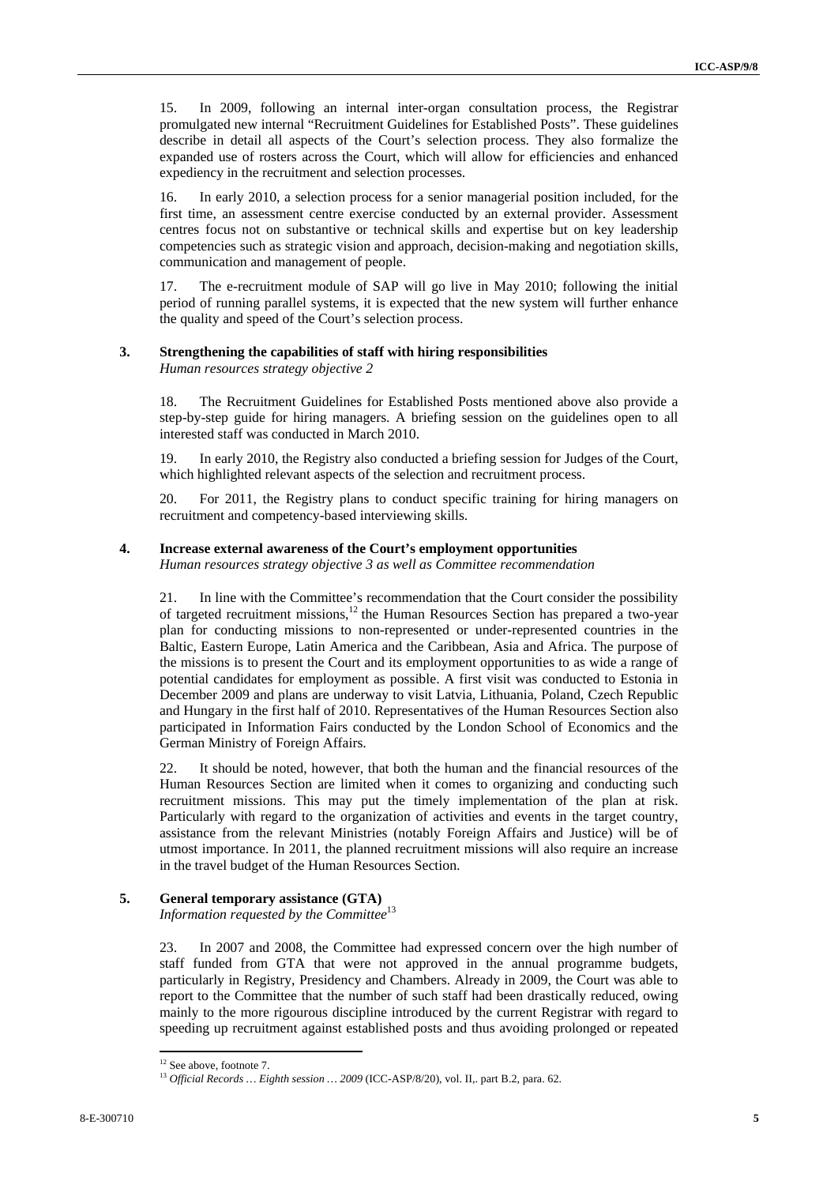15. In 2009, following an internal inter-organ consultation process, the Registrar promulgated new internal "Recruitment Guidelines for Established Posts". These guidelines describe in detail all aspects of the Court's selection process. They also formalize the expanded use of rosters across the Court, which will allow for efficiencies and enhanced expediency in the recruitment and selection processes.

16. In early 2010, a selection process for a senior managerial position included, for the first time, an assessment centre exercise conducted by an external provider. Assessment centres focus not on substantive or technical skills and expertise but on key leadership competencies such as strategic vision and approach, decision-making and negotiation skills, communication and management of people.

17. The e-recruitment module of SAP will go live in May 2010; following the initial period of running parallel systems, it is expected that the new system will further enhance the quality and speed of the Court's selection process.

### 3. Strengthening the capabilities of staff with hiring responsibilities

*Human resources strategy objective 2*

18. The Recruitment Guidelines for Established Posts mentioned above also provide a step-by-step guide for hiring managers. A briefing session on the guidelines open to all interested staff was conducted in March 2010.

19. In early 2010, the Registry also conducted a briefing session for Judges of the Court, which highlighted relevant aspects of the selection and recruitment process.

20. For 2011, the Registry plans to conduct specific training for hiring managers on recruitment and competency-based interviewing skills.

### 4. Increase external awareness of the Court's employment opportunities

*Human resources strategy objective 3 as well as Committee recommendation*

21. In line with the Committee's recommendation that the Court consider the possibility of targeted recruitment missions,[12] the Human Resources Section has prepared a two-year plan for conducting missions to non-represented or under-represented countries in the Baltic, Eastern Europe, Latin America and the Caribbean, Asia and Africa. The purpose of the missions is to present the Court and its employment opportunities to as wide a range of potential candidates for employment as possible. A first visit was conducted to Estonia in December 2009 and plans are underway to visit Latvia, Lithuania, Poland, Czech Republic and Hungary in the first half of 2010. Representatives of the Human Resources Section also participated in Information Fairs conducted by the London School of Economics and the German Ministry of Foreign Affairs.

22. It should be noted, however, that both the human and the financial resources of the Human Resources Section are limited when it comes to organizing and conducting such recruitment missions. This may put the timely implementation of the plan at risk. Particularly with regard to the organization of activities and events in the target country, assistance from the relevant Ministries (notably Foreign Affairs and Justice) will be of utmost importance. In 2011, the planned recruitment missions will also require an increase in the travel budget of the Human Resources Section.

### 5. General temporary assistance (GTA)

*Information requested by the Committee*[13]

23. In 2007 and 2008, the Committee had expressed concern over the high number of staff funded from GTA that were not approved in the annual programme budgets, particularly in Registry, Presidency and Chambers. Already in 2009, the Court was able to report to the Committee that the number of such staff had been drastically reduced, owing mainly to the more rigourous discipline introduced by the current Registrar with regard to speeding up recruitment against established posts and thus avoiding prolonged or repeated

---

[12] See above, footnote 7.

[13] *Official Records … Eighth session … 2009* (ICC-ASP/8/20), vol. II,. part B.2, para. 62.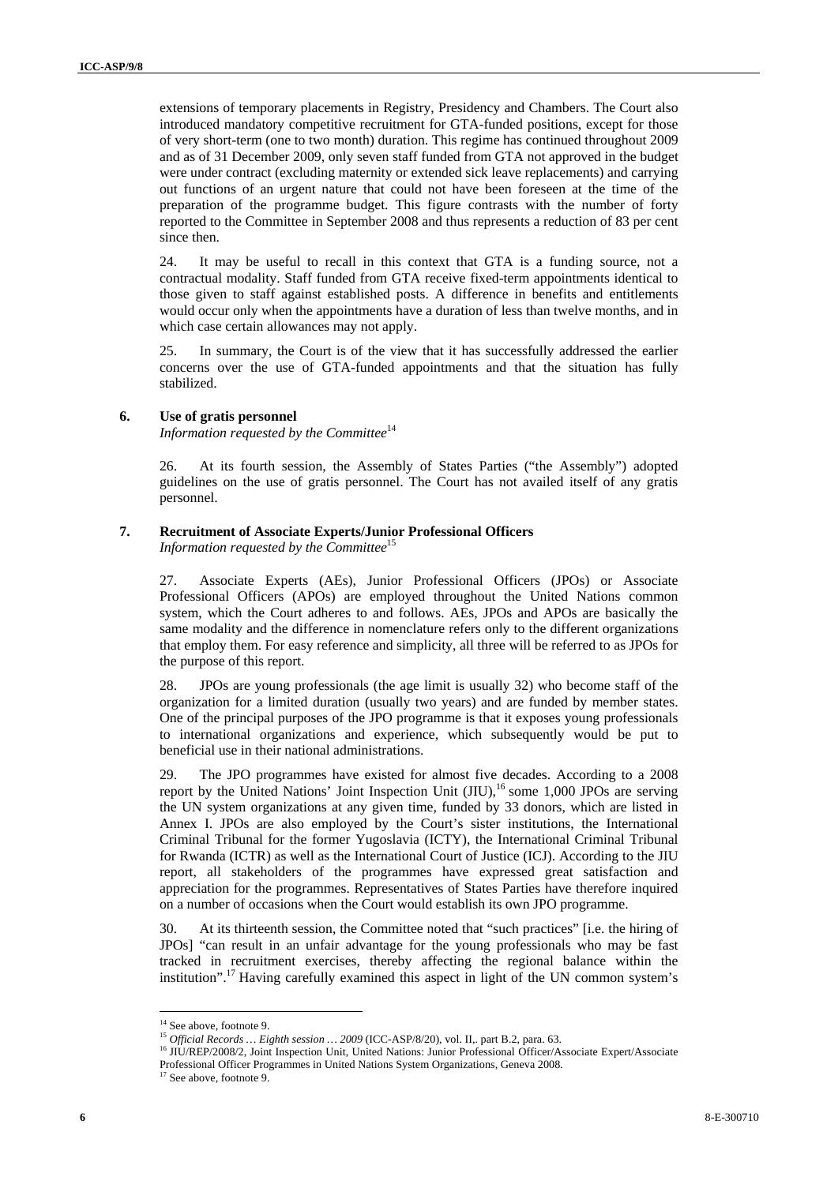extensions of temporary placements in Registry, Presidency and Chambers. The Court also introduced mandatory competitive recruitment for GTA-funded positions, except for those of very short-term (one to two month) duration. This regime has continued throughout 2009 and as of 31 December 2009, only seven staff funded from GTA not approved in the budget were under contract (excluding maternity or extended sick leave replacements) and carrying out functions of an urgent nature that could not have been foreseen at the time of the preparation of the programme budget. This figure contrasts with the number of forty reported to the Committee in September 2008 and thus represents a reduction of 83 per cent since then.

24. It may be useful to recall in this context that GTA is a funding source, not a contractual modality. Staff funded from GTA receive fixed-term appointments identical to those given to staff against established posts. A difference in benefits and entitlements would occur only when the appointments have a duration of less than twelve months, and in which case certain allowances may not apply.

25. In summary, the Court is of the view that it has successfully addressed the earlier concerns over the use of GTA-funded appointments and that the situation has fully stabilized.

### 6. Use of gratis personnel

*Information requested by the Committee*[14]

26. At its fourth session, the Assembly of States Parties ("the Assembly") adopted guidelines on the use of gratis personnel. The Court has not availed itself of any gratis personnel.

### 7. Recruitment of Associate Experts/Junior Professional Officers

*Information requested by the Committee*[15]

27. Associate Experts (AEs), Junior Professional Officers (JPOs) or Associate Professional Officers (APOs) are employed throughout the United Nations common system, which the Court adheres to and follows. AEs, JPOs and APOs are basically the same modality and the difference in nomenclature refers only to the different organizations that employ them. For easy reference and simplicity, all three will be referred to as JPOs for the purpose of this report.

28. JPOs are young professionals (the age limit is usually 32) who become staff of the organization for a limited duration (usually two years) and are funded by member states. One of the principal purposes of the JPO programme is that it exposes young professionals to international organizations and experience, which subsequently would be put to beneficial use in their national administrations.

29. The JPO programmes have existed for almost five decades. According to a 2008 report by the United Nations' Joint Inspection Unit (JIU),[16] some 1,000 JPOs are serving the UN system organizations at any given time, funded by 33 donors, which are listed in Annex I. JPOs are also employed by the Court's sister institutions, the International Criminal Tribunal for the former Yugoslavia (ICTY), the International Criminal Tribunal for Rwanda (ICTR) as well as the International Court of Justice (ICJ). According to the JIU report, all stakeholders of the programmes have expressed great satisfaction and appreciation for the programmes. Representatives of States Parties have therefore inquired on a number of occasions when the Court would establish its own JPO programme.

30. At its thirteenth session, the Committee noted that "such practices" [i.e. the hiring of JPOs] "can result in an unfair advantage for the young professionals who may be fast tracked in recruitment exercises, thereby affecting the regional balance within the institution".[17] Having carefully examined this aspect in light of the UN common system's

---

[14] See above, footnote 9.

[15] *Official Records … Eighth session … 2009* (ICC-ASP/8/20), vol. II,. part B.2, para. 63.

[16] JIU/REP/2008/2, Joint Inspection Unit, United Nations: Junior Professional Officer/Associate Expert/Associate Professional Officer Programmes in United Nations System Organizations, Geneva 2008.

[17] See above, footnote 9.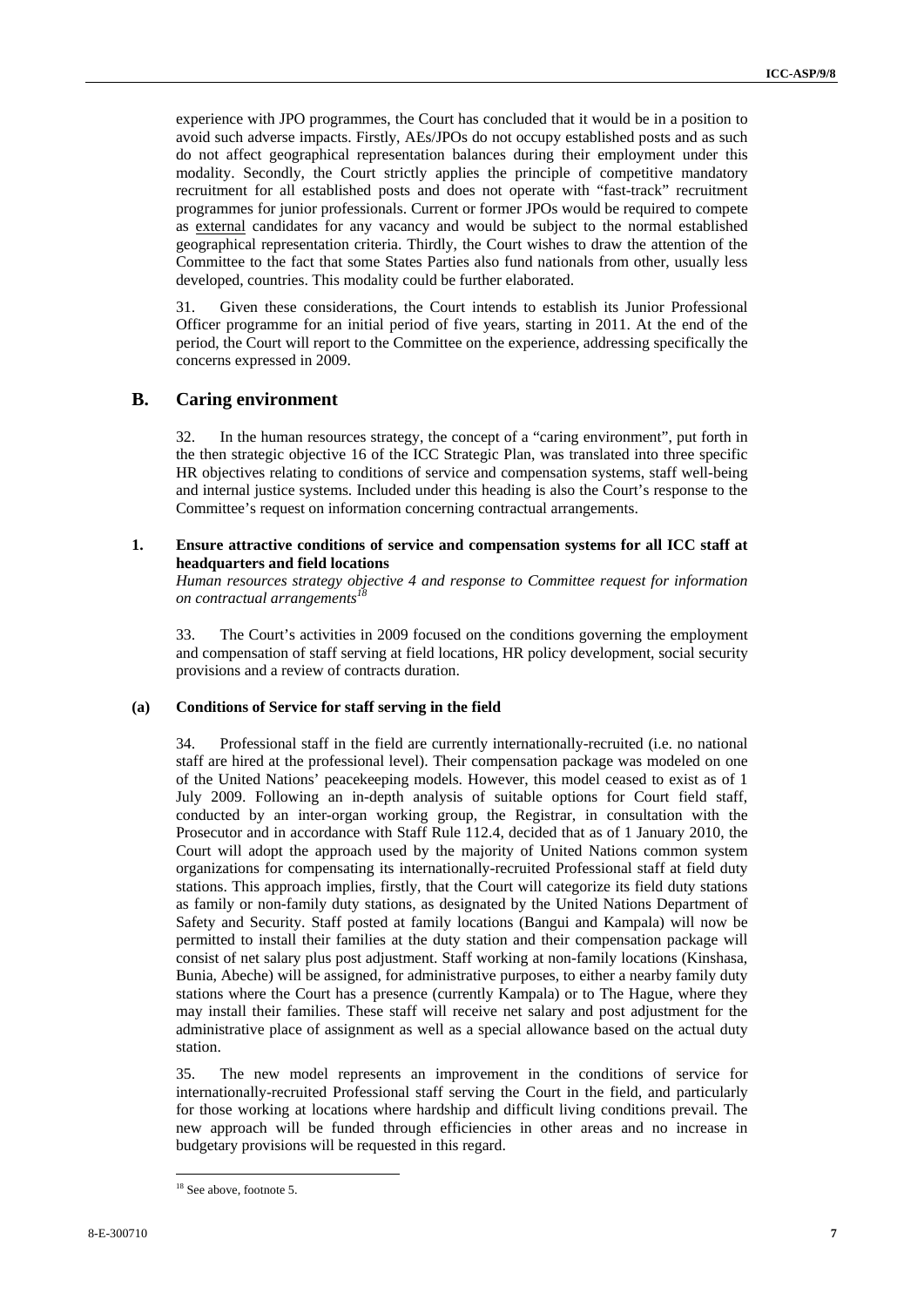experience with JPO programmes, the Court has concluded that it would be in a position to avoid such adverse impacts. Firstly, AEs/JPOs do not occupy established posts and as such do not affect geographical representation balances during their employment under this modality. Secondly, the Court strictly applies the principle of competitive mandatory recruitment for all established posts and does not operate with "fast-track" recruitment programmes for junior professionals. Current or former JPOs would be required to compete as external candidates for any vacancy and would be subject to the normal established geographical representation criteria. Thirdly, the Court wishes to draw the attention of the Committee to the fact that some States Parties also fund nationals from other, usually less developed, countries. This modality could be further elaborated.

31. Given these considerations, the Court intends to establish its Junior Professional Officer programme for an initial period of five years, starting in 2011. At the end of the period, the Court will report to the Committee on the experience, addressing specifically the concerns expressed in 2009.

## B. Caring environment

32. In the human resources strategy, the concept of a "caring environment", put forth in the then strategic objective 16 of the ICC Strategic Plan, was translated into three specific HR objectives relating to conditions of service and compensation systems, staff well-being and internal justice systems. Included under this heading is also the Court's response to the Committee's request on information concerning contractual arrangements.

### 1. Ensure attractive conditions of service and compensation systems for all ICC staff at headquarters and field locations

*Human resources strategy objective 4 and response to Committee request for information on contractual arrangements*[18]

33. The Court's activities in 2009 focused on the conditions governing the employment and compensation of staff serving at field locations, HR policy development, social security provisions and a review of contracts duration.

#### (a) Conditions of Service for staff serving in the field

34. Professional staff in the field are currently internationally-recruited (i.e. no national staff are hired at the professional level). Their compensation package was modeled on one of the United Nations' peacekeeping models. However, this model ceased to exist as of 1 July 2009. Following an in-depth analysis of suitable options for Court field staff, conducted by an inter-organ working group, the Registrar, in consultation with the Prosecutor and in accordance with Staff Rule 112.4, decided that as of 1 January 2010, the Court will adopt the approach used by the majority of United Nations common system organizations for compensating its internationally-recruited Professional staff at field duty stations. This approach implies, firstly, that the Court will categorize its field duty stations as family or non-family duty stations, as designated by the United Nations Department of Safety and Security. Staff posted at family locations (Bangui and Kampala) will now be permitted to install their families at the duty station and their compensation package will consist of net salary plus post adjustment. Staff working at non-family locations (Kinshasa, Bunia, Abeche) will be assigned, for administrative purposes, to either a nearby family duty stations where the Court has a presence (currently Kampala) or to The Hague, where they may install their families. These staff will receive net salary and post adjustment for the administrative place of assignment as well as a special allowance based on the actual duty station.

35. The new model represents an improvement in the conditions of service for internationally-recruited Professional staff serving the Court in the field, and particularly for those working at locations where hardship and difficult living conditions prevail. The new approach will be funded through efficiencies in other areas and no increase in budgetary provisions will be requested in this regard.

---

[18] See above, footnote 5.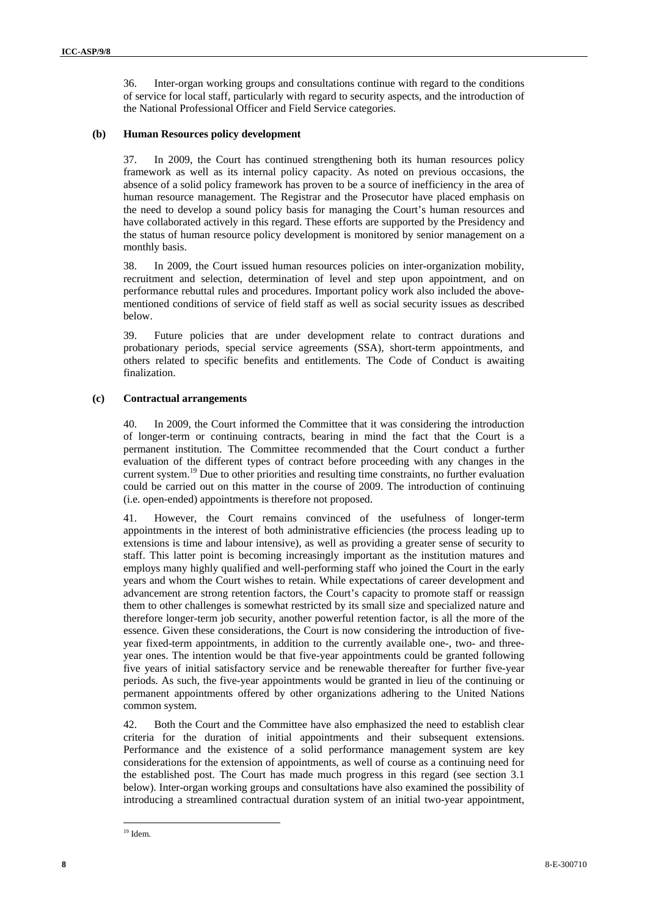36. Inter-organ working groups and consultations continue with regard to the conditions of service for local staff, particularly with regard to security aspects, and the introduction of the National Professional Officer and Field Service categories.

### (b) Human Resources policy development

37. In 2009, the Court has continued strengthening both its human resources policy framework as well as its internal policy capacity. As noted on previous occasions, the absence of a solid policy framework has proven to be a source of inefficiency in the area of human resource management. The Registrar and the Prosecutor have placed emphasis on the need to develop a sound policy basis for managing the Court's human resources and have collaborated actively in this regard. These efforts are supported by the Presidency and the status of human resource policy development is monitored by senior management on a monthly basis.

38. In 2009, the Court issued human resources policies on inter-organization mobility, recruitment and selection, determination of level and step upon appointment, and on performance rebuttal rules and procedures. Important policy work also included the above-mentioned conditions of service of field staff as well as social security issues as described below.

39. Future policies that are under development relate to contract durations and probationary periods, special service agreements (SSA), short-term appointments, and others related to specific benefits and entitlements. The Code of Conduct is awaiting finalization.

### (c) Contractual arrangements

40. In 2009, the Court informed the Committee that it was considering the introduction of longer-term or continuing contracts, bearing in mind the fact that the Court is a permanent institution. The Committee recommended that the Court conduct a further evaluation of the different types of contract before proceeding with any changes in the current system.[19] Due to other priorities and resulting time constraints, no further evaluation could be carried out on this matter in the course of 2009. The introduction of continuing (i.e. open-ended) appointments is therefore not proposed.

41. However, the Court remains convinced of the usefulness of longer-term appointments in the interest of both administrative efficiencies (the process leading up to extensions is time and labour intensive), as well as providing a greater sense of security to staff. This latter point is becoming increasingly important as the institution matures and employs many highly qualified and well-performing staff who joined the Court in the early years and whom the Court wishes to retain. While expectations of career development and advancement are strong retention factors, the Court's capacity to promote staff or reassign them to other challenges is somewhat restricted by its small size and specialized nature and therefore longer-term job security, another powerful retention factor, is all the more of the essence. Given these considerations, the Court is now considering the introduction of five-year fixed-term appointments, in addition to the currently available one-, two- and three-year ones. The intention would be that five-year appointments could be granted following five years of initial satisfactory service and be renewable thereafter for further five-year periods. As such, the five-year appointments would be granted in lieu of the continuing or permanent appointments offered by other organizations adhering to the United Nations common system.

42. Both the Court and the Committee have also emphasized the need to establish clear criteria for the duration of initial appointments and their subsequent extensions. Performance and the existence of a solid performance management system are key considerations for the extension of appointments, as well of course as a continuing need for the established post. The Court has made much progress in this regard (see section 3.1 below). Inter-organ working groups and consultations have also examined the possibility of introducing a streamlined contractual duration system of an initial two-year appointment,

---

[19] Idem.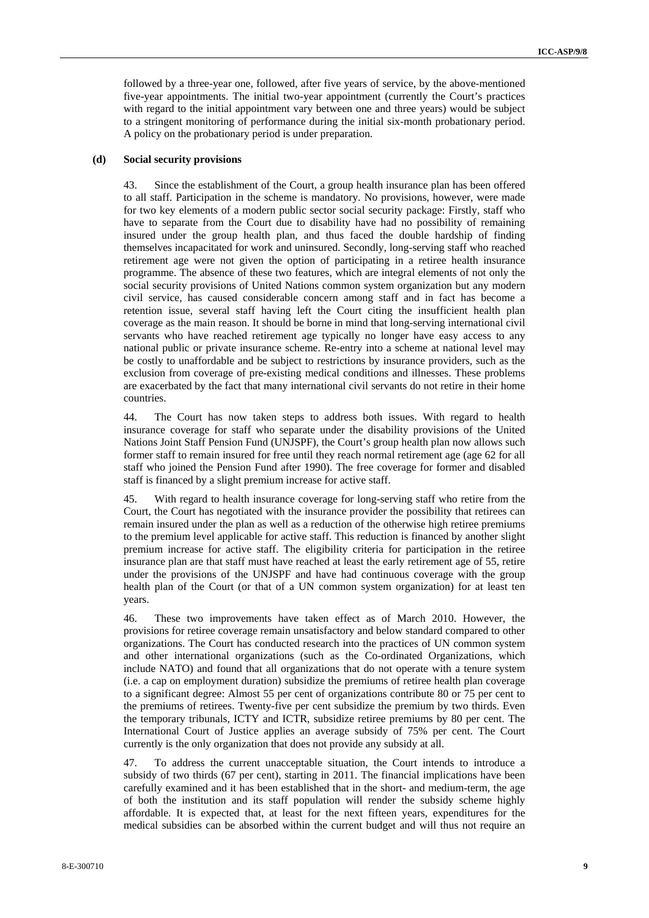followed by a three-year one, followed, after five years of service, by the above-mentioned five-year appointments. The initial two-year appointment (currently the Court's practices with regard to the initial appointment vary between one and three years) would be subject to a stringent monitoring of performance during the initial six-month probationary period. A policy on the probationary period is under preparation.

#### (d) Social security provisions

43. Since the establishment of the Court, a group health insurance plan has been offered to all staff. Participation in the scheme is mandatory. No provisions, however, were made for two key elements of a modern public sector social security package: Firstly, staff who have to separate from the Court due to disability have had no possibility of remaining insured under the group health plan, and thus faced the double hardship of finding themselves incapacitated for work and uninsured. Secondly, long-serving staff who reached retirement age were not given the option of participating in a retiree health insurance programme. The absence of these two features, which are integral elements of not only the social security provisions of United Nations common system organization but any modern civil service, has caused considerable concern among staff and in fact has become a retention issue, several staff having left the Court citing the insufficient health plan coverage as the main reason. It should be borne in mind that long-serving international civil servants who have reached retirement age typically no longer have easy access to any national public or private insurance scheme. Re-entry into a scheme at national level may be costly to unaffordable and be subject to restrictions by insurance providers, such as the exclusion from coverage of pre-existing medical conditions and illnesses. These problems are exacerbated by the fact that many international civil servants do not retire in their home countries.

44. The Court has now taken steps to address both issues. With regard to health insurance coverage for staff who separate under the disability provisions of the United Nations Joint Staff Pension Fund (UNJSPF), the Court's group health plan now allows such former staff to remain insured for free until they reach normal retirement age (age 62 for all staff who joined the Pension Fund after 1990). The free coverage for former and disabled staff is financed by a slight premium increase for active staff.

45. With regard to health insurance coverage for long-serving staff who retire from the Court, the Court has negotiated with the insurance provider the possibility that retirees can remain insured under the plan as well as a reduction of the otherwise high retiree premiums to the premium level applicable for active staff. This reduction is financed by another slight premium increase for active staff. The eligibility criteria for participation in the retiree insurance plan are that staff must have reached at least the early retirement age of 55, retire under the provisions of the UNJSPF and have had continuous coverage with the group health plan of the Court (or that of a UN common system organization) for at least ten years.

46. These two improvements have taken effect as of March 2010. However, the provisions for retiree coverage remain unsatisfactory and below standard compared to other organizations. The Court has conducted research into the practices of UN common system and other international organizations (such as the Co-ordinated Organizations, which include NATO) and found that all organizations that do not operate with a tenure system (i.e. a cap on employment duration) subsidize the premiums of retiree health plan coverage to a significant degree: Almost 55 per cent of organizations contribute 80 or 75 per cent to the premiums of retirees. Twenty-five per cent subsidize the premium by two thirds. Even the temporary tribunals, ICTY and ICTR, subsidize retiree premiums by 80 per cent. The International Court of Justice applies an average subsidy of 75% per cent. The Court currently is the only organization that does not provide any subsidy at all.

47. To address the current unacceptable situation, the Court intends to introduce a subsidy of two thirds (67 per cent), starting in 2011. The financial implications have been carefully examined and it has been established that in the short- and medium-term, the age of both the institution and its staff population will render the subsidy scheme highly affordable. It is expected that, at least for the next fifteen years, expenditures for the medical subsidies can be absorbed within the current budget and will thus not require an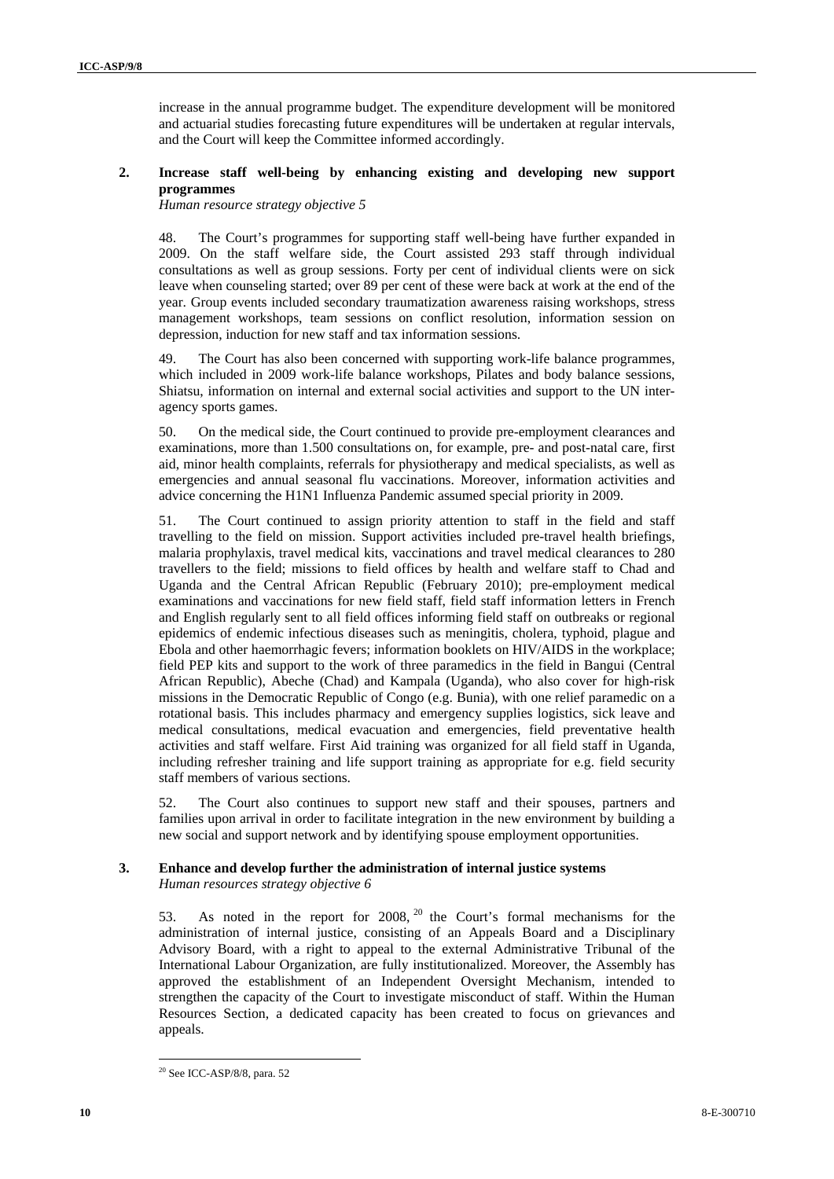increase in the annual programme budget. The expenditure development will be monitored and actuarial studies forecasting future expenditures will be undertaken at regular intervals, and the Court will keep the Committee informed accordingly.

### 2. Increase staff well-being by enhancing existing and developing new support programmes

*Human resource strategy objective 5*

48. The Court's programmes for supporting staff well-being have further expanded in 2009. On the staff welfare side, the Court assisted 293 staff through individual consultations as well as group sessions. Forty per cent of individual clients were on sick leave when counseling started; over 89 per cent of these were back at work at the end of the year. Group events included secondary traumatization awareness raising workshops, stress management workshops, team sessions on conflict resolution, information session on depression, induction for new staff and tax information sessions.

49. The Court has also been concerned with supporting work-life balance programmes, which included in 2009 work-life balance workshops, Pilates and body balance sessions, Shiatsu, information on internal and external social activities and support to the UN inter-agency sports games.

50. On the medical side, the Court continued to provide pre-employment clearances and examinations, more than 1.500 consultations on, for example, pre- and post-natal care, first aid, minor health complaints, referrals for physiotherapy and medical specialists, as well as emergencies and annual seasonal flu vaccinations. Moreover, information activities and advice concerning the H1N1 Influenza Pandemic assumed special priority in 2009.

51. The Court continued to assign priority attention to staff in the field and staff travelling to the field on mission. Support activities included pre-travel health briefings, malaria prophylaxis, travel medical kits, vaccinations and travel medical clearances to 280 travellers to the field; missions to field offices by health and welfare staff to Chad and Uganda and the Central African Republic (February 2010); pre-employment medical examinations and vaccinations for new field staff, field staff information letters in French and English regularly sent to all field offices informing field staff on outbreaks or regional epidemics of endemic infectious diseases such as meningitis, cholera, typhoid, plague and Ebola and other haemorrhagic fevers; information booklets on HIV/AIDS in the workplace; field PEP kits and support to the work of three paramedics in the field in Bangui (Central African Republic), Abeche (Chad) and Kampala (Uganda), who also cover for high-risk missions in the Democratic Republic of Congo (e.g. Bunia), with one relief paramedic on a rotational basis. This includes pharmacy and emergency supplies logistics, sick leave and medical consultations, medical evacuation and emergencies, field preventative health activities and staff welfare. First Aid training was organized for all field staff in Uganda, including refresher training and life support training as appropriate for e.g. field security staff members of various sections.

52. The Court also continues to support new staff and their spouses, partners and families upon arrival in order to facilitate integration in the new environment by building a new social and support network and by identifying spouse employment opportunities.

### 3. Enhance and develop further the administration of internal justice systems

*Human resources strategy objective 6*

53. As noted in the report for 2008,[20] the Court's formal mechanisms for the administration of internal justice, consisting of an Appeals Board and a Disciplinary Advisory Board, with a right to appeal to the external Administrative Tribunal of the International Labour Organization, are fully institutionalized. Moreover, the Assembly has approved the establishment of an Independent Oversight Mechanism, intended to strengthen the capacity of the Court to investigate misconduct of staff. Within the Human Resources Section, a dedicated capacity has been created to focus on grievances and appeals.

[20] See ICC-ASP/8/8, para. 52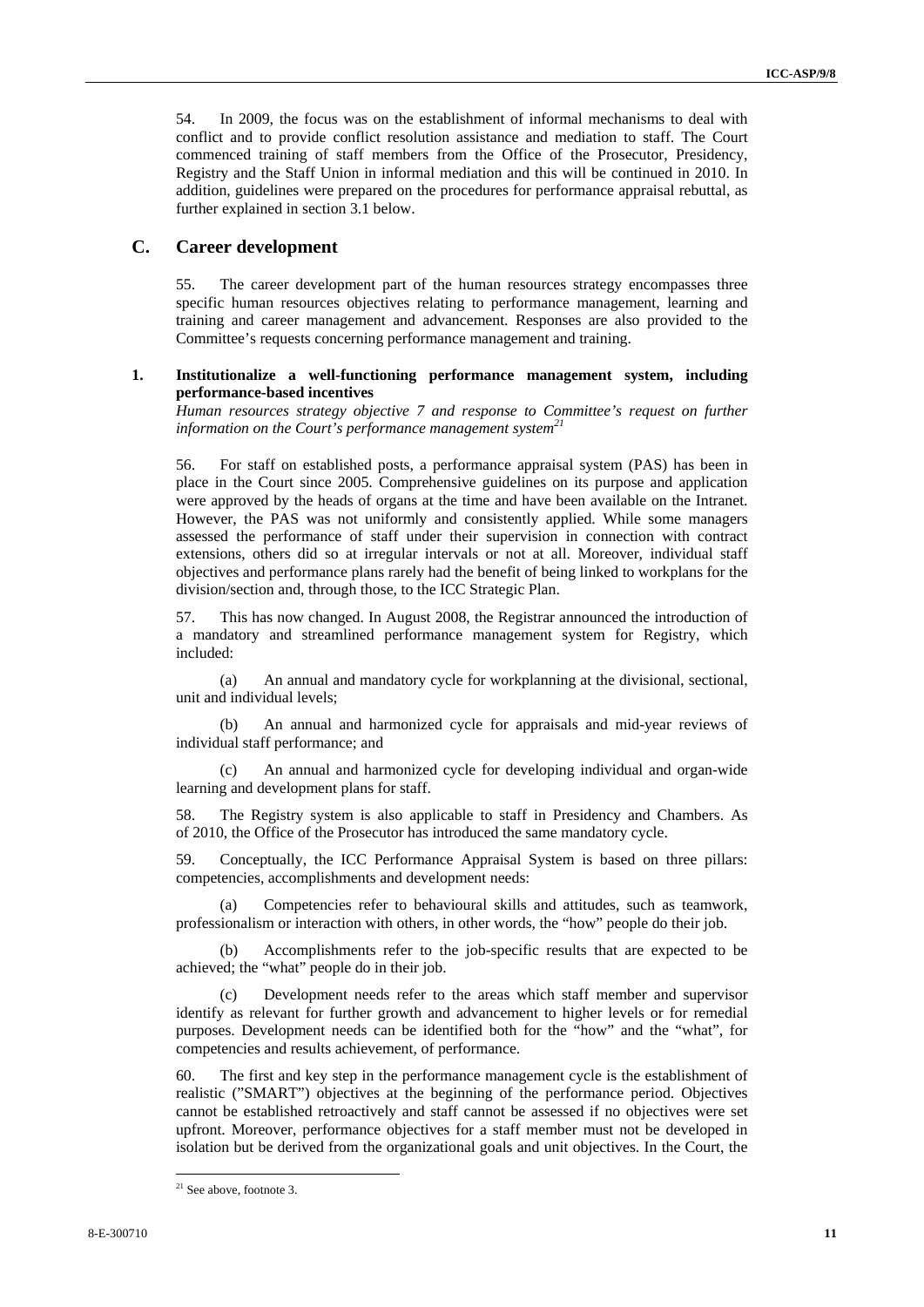54. In 2009, the focus was on the establishment of informal mechanisms to deal with conflict and to provide conflict resolution assistance and mediation to staff. The Court commenced training of staff members from the Office of the Prosecutor, Presidency, Registry and the Staff Union in informal mediation and this will be continued in 2010. In addition, guidelines were prepared on the procedures for performance appraisal rebuttal, as further explained in section 3.1 below.

## C. Career development

55. The career development part of the human resources strategy encompasses three specific human resources objectives relating to performance management, learning and training and career management and advancement. Responses are also provided to the Committee's requests concerning performance management and training.

### 1. Institutionalize a well-functioning performance management system, including performance-based incentives

*Human resources strategy objective 7 and response to Committee's request on further information on the Court's performance management system*[21]

56. For staff on established posts, a performance appraisal system (PAS) has been in place in the Court since 2005. Comprehensive guidelines on its purpose and application were approved by the heads of organs at the time and have been available on the Intranet. However, the PAS was not uniformly and consistently applied. While some managers assessed the performance of staff under their supervision in connection with contract extensions, others did so at irregular intervals or not at all. Moreover, individual staff objectives and performance plans rarely had the benefit of being linked to workplans for the division/section and, through those, to the ICC Strategic Plan.

57. This has now changed. In August 2008, the Registrar announced the introduction of a mandatory and streamlined performance management system for Registry, which included:

(a) An annual and mandatory cycle for workplanning at the divisional, sectional, unit and individual levels;

(b) An annual and harmonized cycle for appraisals and mid-year reviews of individual staff performance; and

(c) An annual and harmonized cycle for developing individual and organ-wide learning and development plans for staff.

58. The Registry system is also applicable to staff in Presidency and Chambers. As of 2010, the Office of the Prosecutor has introduced the same mandatory cycle.

59. Conceptually, the ICC Performance Appraisal System is based on three pillars: competencies, accomplishments and development needs:

(a) Competencies refer to behavioural skills and attitudes, such as teamwork, professionalism or interaction with others, in other words, the "how" people do their job.

(b) Accomplishments refer to the job-specific results that are expected to be achieved; the "what" people do in their job.

(c) Development needs refer to the areas which staff member and supervisor identify as relevant for further growth and advancement to higher levels or for remedial purposes. Development needs can be identified both for the "how" and the "what", for competencies and results achievement, of performance.

60. The first and key step in the performance management cycle is the establishment of realistic ("SMART") objectives at the beginning of the performance period. Objectives cannot be established retroactively and staff cannot be assessed if no objectives were set upfront. Moreover, performance objectives for a staff member must not be developed in isolation but be derived from the organizational goals and unit objectives. In the Court, the

[21] See above, footnote 3.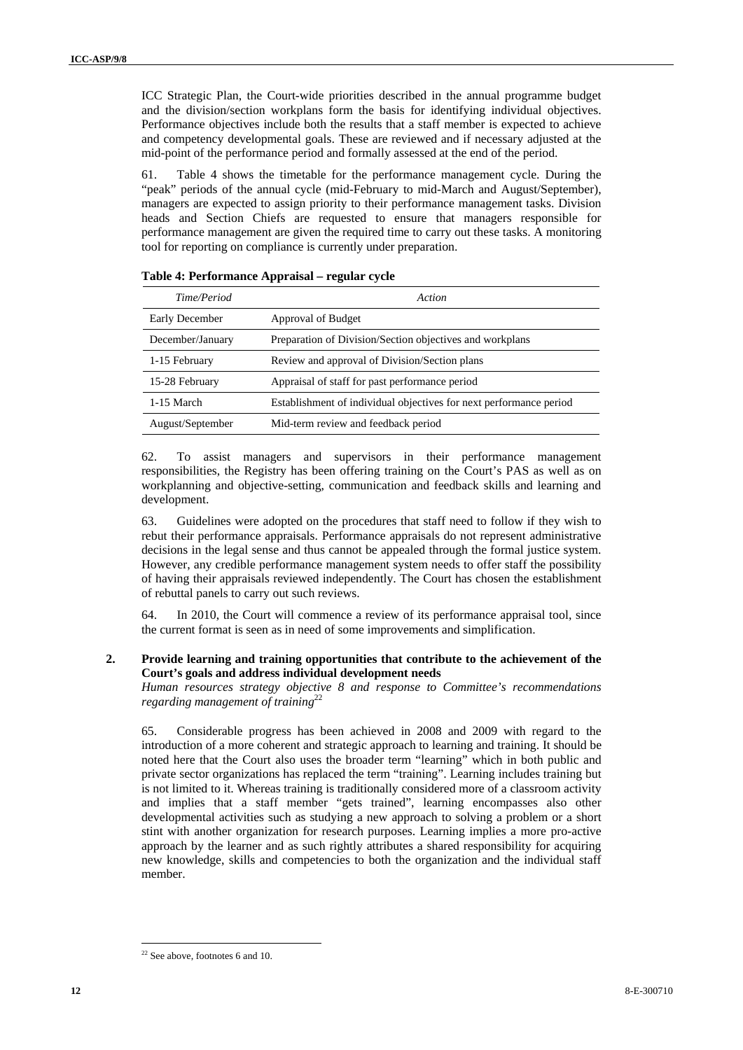ICC Strategic Plan, the Court-wide priorities described in the annual programme budget and the division/section workplans form the basis for identifying individual objectives. Performance objectives include both the results that a staff member is expected to achieve and competency developmental goals. These are reviewed and if necessary adjusted at the mid-point of the performance period and formally assessed at the end of the period.

61. Table 4 shows the timetable for the performance management cycle. During the "peak" periods of the annual cycle (mid-February to mid-March and August/September), managers are expected to assign priority to their performance management tasks. Division heads and Section Chiefs are requested to ensure that managers responsible for performance management are given the required time to carry out these tasks. A monitoring tool for reporting on compliance is currently under preparation.

**Table 4: Performance Appraisal – regular cycle**

| *Time/Period* | *Action* |
|---|---|
| Early December | Approval of Budget |
| December/January | Preparation of Division/Section objectives and workplans |
| 1-15 February | Review and approval of Division/Section plans |
| 15-28 February | Appraisal of staff for past performance period |
| 1-15 March | Establishment of individual objectives for next performance period |
| August/September | Mid-term review and feedback period |

62. To assist managers and supervisors in their performance management responsibilities, the Registry has been offering training on the Court's PAS as well as on workplanning and objective-setting, communication and feedback skills and learning and development.

63. Guidelines were adopted on the procedures that staff need to follow if they wish to rebut their performance appraisals. Performance appraisals do not represent administrative decisions in the legal sense and thus cannot be appealed through the formal justice system. However, any credible performance management system needs to offer staff the possibility of having their appraisals reviewed independently. The Court has chosen the establishment of rebuttal panels to carry out such reviews.

64. In 2010, the Court will commence a review of its performance appraisal tool, since the current format is seen as in need of some improvements and simplification.

### 2. Provide learning and training opportunities that contribute to the achievement of the Court's goals and address individual development needs

*Human resources strategy objective 8 and response to Committee's recommendations regarding management of training*[22]

65. Considerable progress has been achieved in 2008 and 2009 with regard to the introduction of a more coherent and strategic approach to learning and training. It should be noted here that the Court also uses the broader term "learning" which in both public and private sector organizations has replaced the term "training". Learning includes training but is not limited to it. Whereas training is traditionally considered more of a classroom activity and implies that a staff member "gets trained", learning encompasses also other developmental activities such as studying a new approach to solving a problem or a short stint with another organization for research purposes. Learning implies a more pro-active approach by the learner and as such rightly attributes a shared responsibility for acquiring new knowledge, skills and competencies to both the organization and the individual staff member.

[22] See above, footnotes 6 and 10.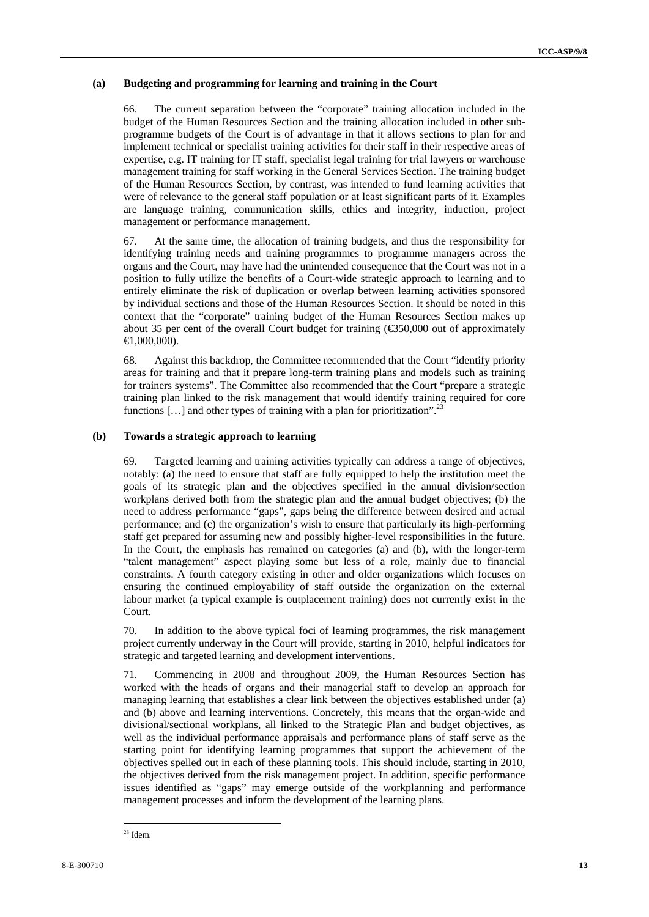### (a) Budgeting and programming for learning and training in the Court

66. The current separation between the "corporate" training allocation included in the budget of the Human Resources Section and the training allocation included in other sub-programme budgets of the Court is of advantage in that it allows sections to plan for and implement technical or specialist training activities for their staff in their respective areas of expertise, e.g. IT training for IT staff, specialist legal training for trial lawyers or warehouse management training for staff working in the General Services Section. The training budget of the Human Resources Section, by contrast, was intended to fund learning activities that were of relevance to the general staff population or at least significant parts of it. Examples are language training, communication skills, ethics and integrity, induction, project management or performance management.

67. At the same time, the allocation of training budgets, and thus the responsibility for identifying training needs and training programmes to programme managers across the organs and the Court, may have had the unintended consequence that the Court was not in a position to fully utilize the benefits of a Court-wide strategic approach to learning and to entirely eliminate the risk of duplication or overlap between learning activities sponsored by individual sections and those of the Human Resources Section. It should be noted in this context that the "corporate" training budget of the Human Resources Section makes up about 35 per cent of the overall Court budget for training (€350,000 out of approximately €1,000,000).

68. Against this backdrop, the Committee recommended that the Court "identify priority areas for training and that it prepare long-term training plans and models such as training for trainers systems". The Committee also recommended that the Court "prepare a strategic training plan linked to the risk management that would identify training required for core functions […] and other types of training with a plan for prioritization".[23]

### (b) Towards a strategic approach to learning

69. Targeted learning and training activities typically can address a range of objectives, notably: (a) the need to ensure that staff are fully equipped to help the institution meet the goals of its strategic plan and the objectives specified in the annual division/section workplans derived both from the strategic plan and the annual budget objectives; (b) the need to address performance "gaps", gaps being the difference between desired and actual performance; and (c) the organization's wish to ensure that particularly its high-performing staff get prepared for assuming new and possibly higher-level responsibilities in the future. In the Court, the emphasis has remained on categories (a) and (b), with the longer-term "talent management" aspect playing some but less of a role, mainly due to financial constraints. A fourth category existing in other and older organizations which focuses on ensuring the continued employability of staff outside the organization on the external labour market (a typical example is outplacement training) does not currently exist in the Court.

70. In addition to the above typical foci of learning programmes, the risk management project currently underway in the Court will provide, starting in 2010, helpful indicators for strategic and targeted learning and development interventions.

71. Commencing in 2008 and throughout 2009, the Human Resources Section has worked with the heads of organs and their managerial staff to develop an approach for managing learning that establishes a clear link between the objectives established under (a) and (b) above and learning interventions. Concretely, this means that the organ-wide and divisional/sectional workplans, all linked to the Strategic Plan and budget objectives, as well as the individual performance appraisals and performance plans of staff serve as the starting point for identifying learning programmes that support the achievement of the objectives spelled out in each of these planning tools. This should include, starting in 2010, the objectives derived from the risk management project. In addition, specific performance issues identified as "gaps" may emerge outside of the workplanning and performance management processes and inform the development of the learning plans.

[23] Idem.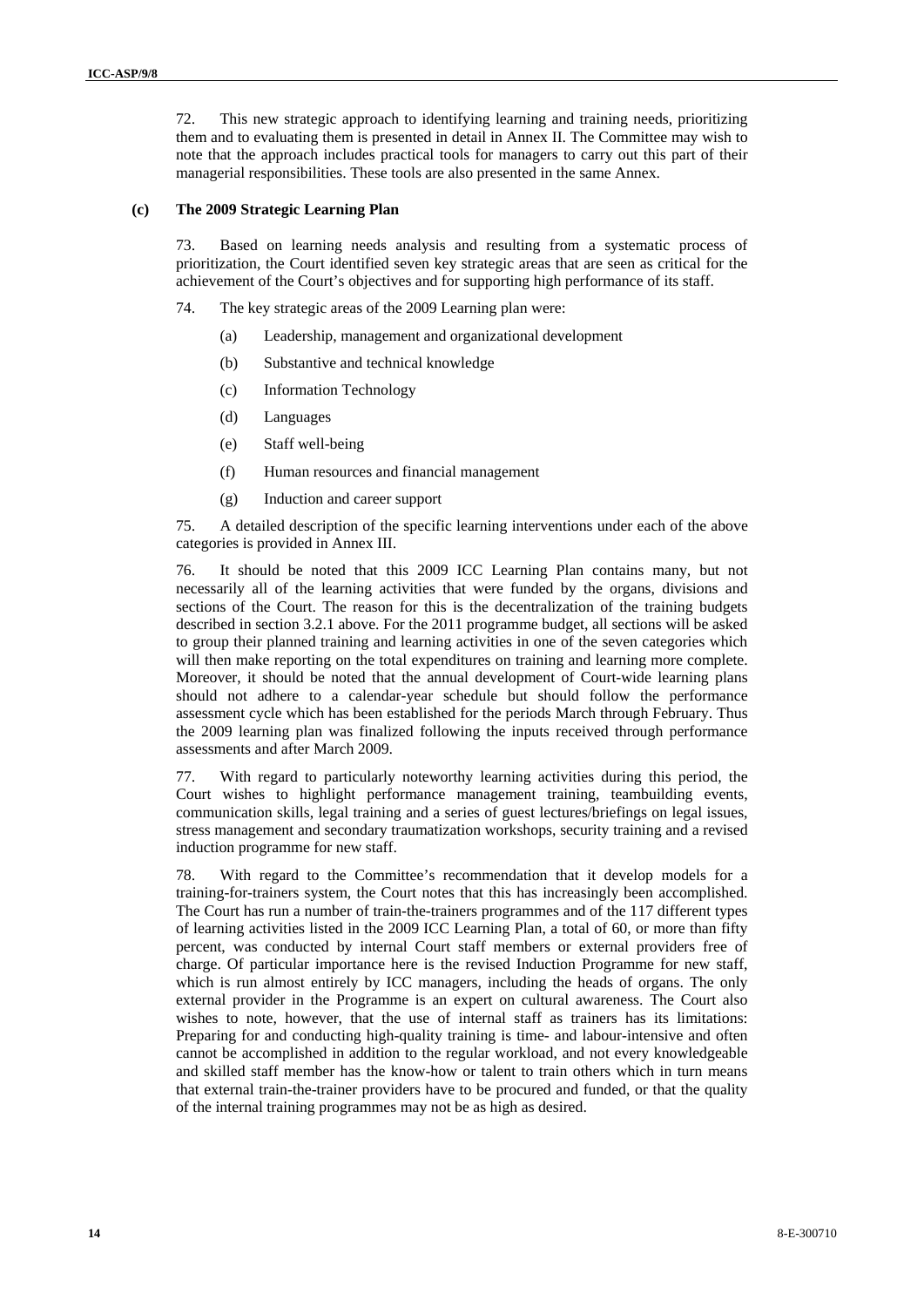72. This new strategic approach to identifying learning and training needs, prioritizing them and to evaluating them is presented in detail in Annex II. The Committee may wish to note that the approach includes practical tools for managers to carry out this part of their managerial responsibilities. These tools are also presented in the same Annex.

#### (c) The 2009 Strategic Learning Plan

73. Based on learning needs analysis and resulting from a systematic process of prioritization, the Court identified seven key strategic areas that are seen as critical for the achievement of the Court's objectives and for supporting high performance of its staff.

74. The key strategic areas of the 2009 Learning plan were:

(a) Leadership, management and organizational development

(b) Substantive and technical knowledge

(c) Information Technology

(d) Languages

(e) Staff well-being

(f) Human resources and financial management

(g) Induction and career support

75. A detailed description of the specific learning interventions under each of the above categories is provided in Annex III.

76. It should be noted that this 2009 ICC Learning Plan contains many, but not necessarily all of the learning activities that were funded by the organs, divisions and sections of the Court. The reason for this is the decentralization of the training budgets described in section 3.2.1 above. For the 2011 programme budget, all sections will be asked to group their planned training and learning activities in one of the seven categories which will then make reporting on the total expenditures on training and learning more complete. Moreover, it should be noted that the annual development of Court-wide learning plans should not adhere to a calendar-year schedule but should follow the performance assessment cycle which has been established for the periods March through February. Thus the 2009 learning plan was finalized following the inputs received through performance assessments and after March 2009.

77. With regard to particularly noteworthy learning activities during this period, the Court wishes to highlight performance management training, teambuilding events, communication skills, legal training and a series of guest lectures/briefings on legal issues, stress management and secondary traumatization workshops, security training and a revised induction programme for new staff.

78. With regard to the Committee's recommendation that it develop models for a training-for-trainers system, the Court notes that this has increasingly been accomplished. The Court has run a number of train-the-trainers programmes and of the 117 different types of learning activities listed in the 2009 ICC Learning Plan, a total of 60, or more than fifty percent, was conducted by internal Court staff members or external providers free of charge. Of particular importance here is the revised Induction Programme for new staff, which is run almost entirely by ICC managers, including the heads of organs. The only external provider in the Programme is an expert on cultural awareness. The Court also wishes to note, however, that the use of internal staff as trainers has its limitations: Preparing for and conducting high-quality training is time- and labour-intensive and often cannot be accomplished in addition to the regular workload, and not every knowledgeable and skilled staff member has the know-how or talent to train others which in turn means that external train-the-trainer providers have to be procured and funded, or that the quality of the internal training programmes may not be as high as desired.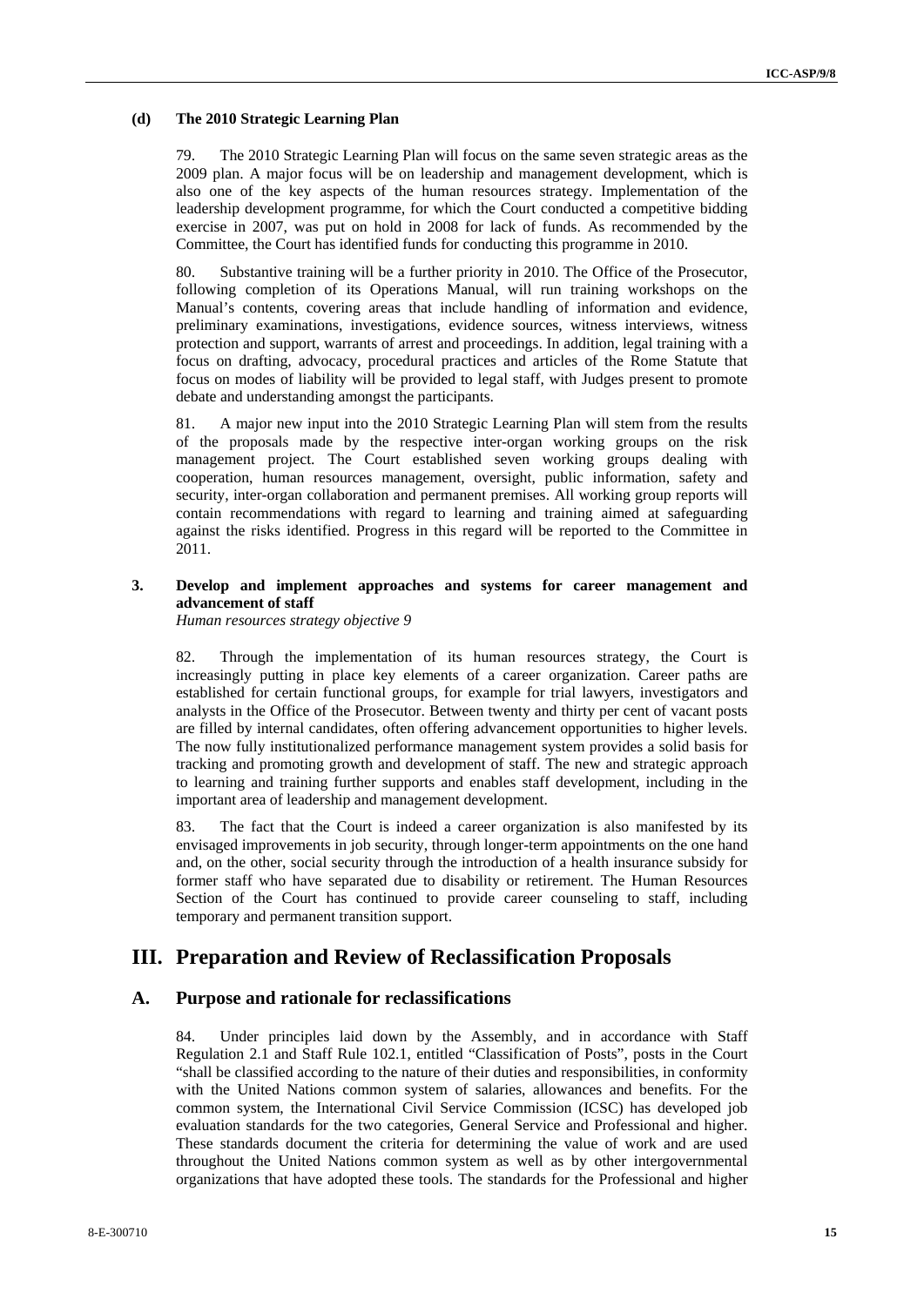#### (d) The 2010 Strategic Learning Plan

79. The 2010 Strategic Learning Plan will focus on the same seven strategic areas as the 2009 plan. A major focus will be on leadership and management development, which is also one of the key aspects of the human resources strategy. Implementation of the leadership development programme, for which the Court conducted a competitive bidding exercise in 2007, was put on hold in 2008 for lack of funds. As recommended by the Committee, the Court has identified funds for conducting this programme in 2010.

80. Substantive training will be a further priority in 2010. The Office of the Prosecutor, following completion of its Operations Manual, will run training workshops on the Manual's contents, covering areas that include handling of information and evidence, preliminary examinations, investigations, evidence sources, witness interviews, witness protection and support, warrants of arrest and proceedings. In addition, legal training with a focus on drafting, advocacy, procedural practices and articles of the Rome Statute that focus on modes of liability will be provided to legal staff, with Judges present to promote debate and understanding amongst the participants.

81. A major new input into the 2010 Strategic Learning Plan will stem from the results of the proposals made by the respective inter-organ working groups on the risk management project. The Court established seven working groups dealing with cooperation, human resources management, oversight, public information, safety and security, inter-organ collaboration and permanent premises. All working group reports will contain recommendations with regard to learning and training aimed at safeguarding against the risks identified. Progress in this regard will be reported to the Committee in 2011.

### 3. Develop and implement approaches and systems for career management and advancement of staff

*Human resources strategy objective 9*

82. Through the implementation of its human resources strategy, the Court is increasingly putting in place key elements of a career organization. Career paths are established for certain functional groups, for example for trial lawyers, investigators and analysts in the Office of the Prosecutor. Between twenty and thirty per cent of vacant posts are filled by internal candidates, often offering advancement opportunities to higher levels. The now fully institutionalized performance management system provides a solid basis for tracking and promoting growth and development of staff. The new and strategic approach to learning and training further supports and enables staff development, including in the important area of leadership and management development.

83. The fact that the Court is indeed a career organization is also manifested by its envisaged improvements in job security, through longer-term appointments on the one hand and, on the other, social security through the introduction of a health insurance subsidy for former staff who have separated due to disability or retirement. The Human Resources Section of the Court has continued to provide career counseling to staff, including temporary and permanent transition support.

# III. Preparation and Review of Reclassification Proposals

## A. Purpose and rationale for reclassifications

84. Under principles laid down by the Assembly, and in accordance with Staff Regulation 2.1 and Staff Rule 102.1, entitled "Classification of Posts", posts in the Court "shall be classified according to the nature of their duties and responsibilities, in conformity with the United Nations common system of salaries, allowances and benefits. For the common system, the International Civil Service Commission (ICSC) has developed job evaluation standards for the two categories, General Service and Professional and higher. These standards document the criteria for determining the value of work and are used throughout the United Nations common system as well as by other intergovernmental organizations that have adopted these tools. The standards for the Professional and higher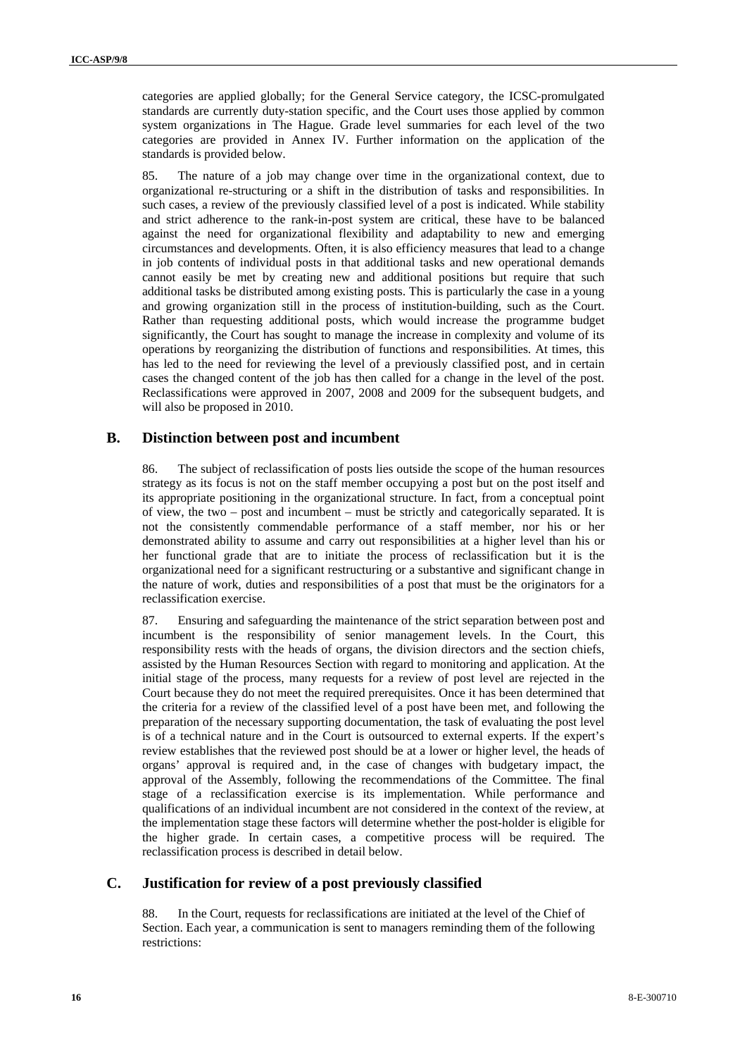categories are applied globally; for the General Service category, the ICSC-promulgated standards are currently duty-station specific, and the Court uses those applied by common system organizations in The Hague. Grade level summaries for each level of the two categories are provided in Annex IV. Further information on the application of the standards is provided below.

85. The nature of a job may change over time in the organizational context, due to organizational re-structuring or a shift in the distribution of tasks and responsibilities. In such cases, a review of the previously classified level of a post is indicated. While stability and strict adherence to the rank-in-post system are critical, these have to be balanced against the need for organizational flexibility and adaptability to new and emerging circumstances and developments. Often, it is also efficiency measures that lead to a change in job contents of individual posts in that additional tasks and new operational demands cannot easily be met by creating new and additional positions but require that such additional tasks be distributed among existing posts. This is particularly the case in a young and growing organization still in the process of institution-building, such as the Court. Rather than requesting additional posts, which would increase the programme budget significantly, the Court has sought to manage the increase in complexity and volume of its operations by reorganizing the distribution of functions and responsibilities. At times, this has led to the need for reviewing the level of a previously classified post, and in certain cases the changed content of the job has then called for a change in the level of the post. Reclassifications were approved in 2007, 2008 and 2009 for the subsequent budgets, and will also be proposed in 2010.

## B. Distinction between post and incumbent

86. The subject of reclassification of posts lies outside the scope of the human resources strategy as its focus is not on the staff member occupying a post but on the post itself and its appropriate positioning in the organizational structure. In fact, from a conceptual point of view, the two – post and incumbent – must be strictly and categorically separated. It is not the consistently commendable performance of a staff member, nor his or her demonstrated ability to assume and carry out responsibilities at a higher level than his or her functional grade that are to initiate the process of reclassification but it is the organizational need for a significant restructuring or a substantive and significant change in the nature of work, duties and responsibilities of a post that must be the originators for a reclassification exercise.

87. Ensuring and safeguarding the maintenance of the strict separation between post and incumbent is the responsibility of senior management levels. In the Court, this responsibility rests with the heads of organs, the division directors and the section chiefs, assisted by the Human Resources Section with regard to monitoring and application. At the initial stage of the process, many requests for a review of post level are rejected in the Court because they do not meet the required prerequisites. Once it has been determined that the criteria for a review of the classified level of a post have been met, and following the preparation of the necessary supporting documentation, the task of evaluating the post level is of a technical nature and in the Court is outsourced to external experts. If the expert's review establishes that the reviewed post should be at a lower or higher level, the heads of organs' approval is required and, in the case of changes with budgetary impact, the approval of the Assembly, following the recommendations of the Committee. The final stage of a reclassification exercise is its implementation. While performance and qualifications of an individual incumbent are not considered in the context of the review, at the implementation stage these factors will determine whether the post-holder is eligible for the higher grade. In certain cases, a competitive process will be required. The reclassification process is described in detail below.

## C. Justification for review of a post previously classified

88. In the Court, requests for reclassifications are initiated at the level of the Chief of Section. Each year, a communication is sent to managers reminding them of the following restrictions: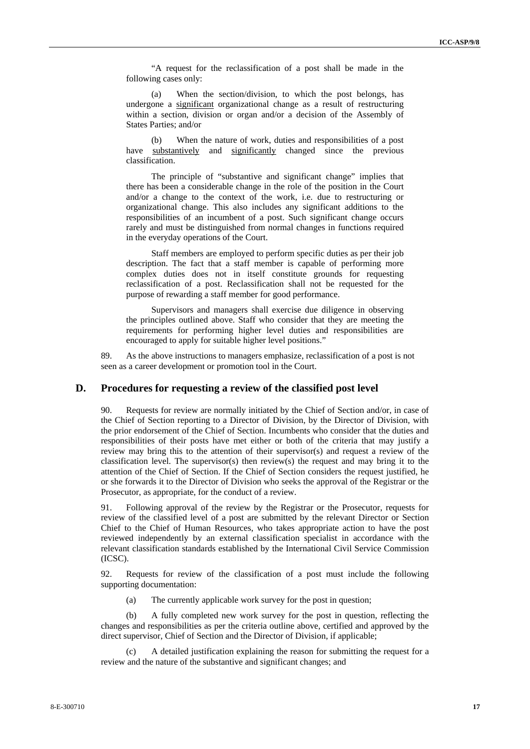"A request for the reclassification of a post shall be made in the following cases only:

(a) When the section/division, to which the post belongs, has undergone a significant organizational change as a result of restructuring within a section, division or organ and/or a decision of the Assembly of States Parties; and/or

(b) When the nature of work, duties and responsibilities of a post have substantively and significantly changed since the previous classification.

The principle of "substantive and significant change" implies that there has been a considerable change in the role of the position in the Court and/or a change to the context of the work, i.e. due to restructuring or organizational change. This also includes any significant additions to the responsibilities of an incumbent of a post. Such significant change occurs rarely and must be distinguished from normal changes in functions required in the everyday operations of the Court.

Staff members are employed to perform specific duties as per their job description. The fact that a staff member is capable of performing more complex duties does not in itself constitute grounds for requesting reclassification of a post. Reclassification shall not be requested for the purpose of rewarding a staff member for good performance.

Supervisors and managers shall exercise due diligence in observing the principles outlined above. Staff who consider that they are meeting the requirements for performing higher level duties and responsibilities are encouraged to apply for suitable higher level positions."

89. As the above instructions to managers emphasize, reclassification of a post is not seen as a career development or promotion tool in the Court.

## D. Procedures for requesting a review of the classified post level

90. Requests for review are normally initiated by the Chief of Section and/or, in case of the Chief of Section reporting to a Director of Division, by the Director of Division, with the prior endorsement of the Chief of Section. Incumbents who consider that the duties and responsibilities of their posts have met either or both of the criteria that may justify a review may bring this to the attention of their supervisor(s) and request a review of the classification level. The supervisor(s) then review(s) the request and may bring it to the attention of the Chief of Section. If the Chief of Section considers the request justified, he or she forwards it to the Director of Division who seeks the approval of the Registrar or the Prosecutor, as appropriate, for the conduct of a review.

91. Following approval of the review by the Registrar or the Prosecutor, requests for review of the classified level of a post are submitted by the relevant Director or Section Chief to the Chief of Human Resources, who takes appropriate action to have the post reviewed independently by an external classification specialist in accordance with the relevant classification standards established by the International Civil Service Commission (ICSC).

92. Requests for review of the classification of a post must include the following supporting documentation:

(a) The currently applicable work survey for the post in question;

(b) A fully completed new work survey for the post in question, reflecting the changes and responsibilities as per the criteria outline above, certified and approved by the direct supervisor, Chief of Section and the Director of Division, if applicable;

(c) A detailed justification explaining the reason for submitting the request for a review and the nature of the substantive and significant changes; and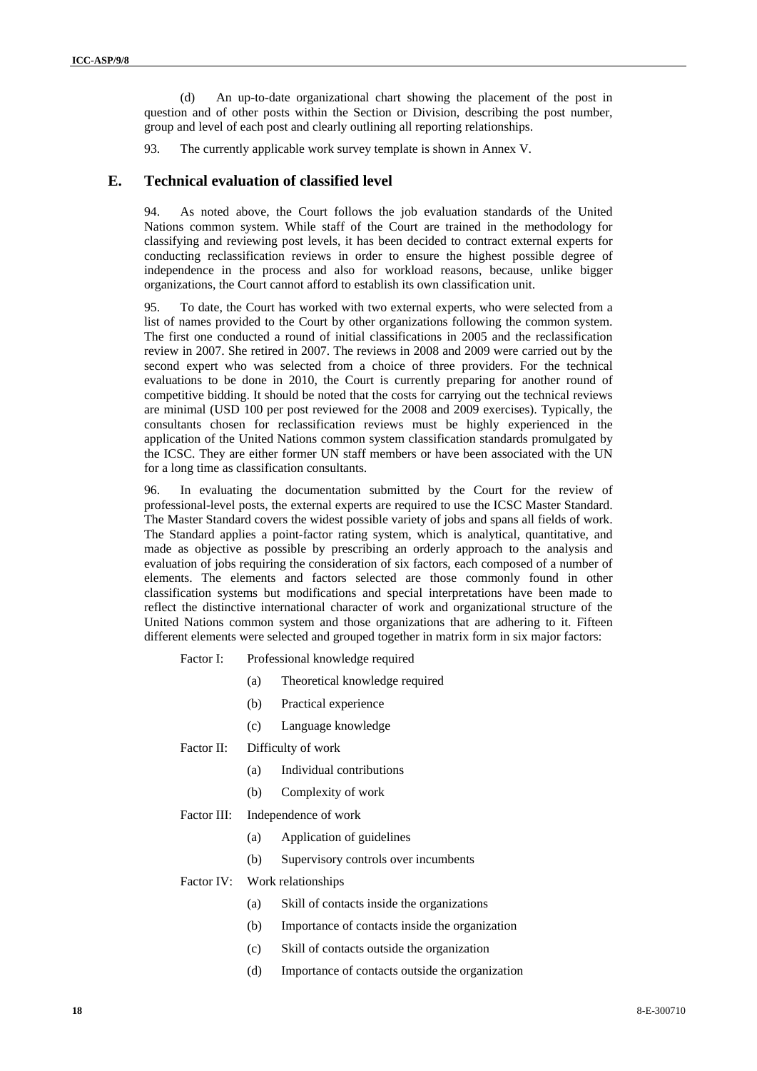(d) An up-to-date organizational chart showing the placement of the post in question and of other posts within the Section or Division, describing the post number, group and level of each post and clearly outlining all reporting relationships.

93. The currently applicable work survey template is shown in Annex V.

## E. Technical evaluation of classified level

94. As noted above, the Court follows the job evaluation standards of the United Nations common system. While staff of the Court are trained in the methodology for classifying and reviewing post levels, it has been decided to contract external experts for conducting reclassification reviews in order to ensure the highest possible degree of independence in the process and also for workload reasons, because, unlike bigger organizations, the Court cannot afford to establish its own classification unit.

95. To date, the Court has worked with two external experts, who were selected from a list of names provided to the Court by other organizations following the common system. The first one conducted a round of initial classifications in 2005 and the reclassification review in 2007. She retired in 2007. The reviews in 2008 and 2009 were carried out by the second expert who was selected from a choice of three providers. For the technical evaluations to be done in 2010, the Court is currently preparing for another round of competitive bidding. It should be noted that the costs for carrying out the technical reviews are minimal (USD 100 per post reviewed for the 2008 and 2009 exercises). Typically, the consultants chosen for reclassification reviews must be highly experienced in the application of the United Nations common system classification standards promulgated by the ICSC. They are either former UN staff members or have been associated with the UN for a long time as classification consultants.

96. In evaluating the documentation submitted by the Court for the review of professional-level posts, the external experts are required to use the ICSC Master Standard. The Master Standard covers the widest possible variety of jobs and spans all fields of work. The Standard applies a point-factor rating system, which is analytical, quantitative, and made as objective as possible by prescribing an orderly approach to the analysis and evaluation of jobs requiring the consideration of six factors, each composed of a number of elements. The elements and factors selected are those commonly found in other classification systems but modifications and special interpretations have been made to reflect the distinctive international character of work and organizational structure of the United Nations common system and those organizations that are adhering to it. Fifteen different elements were selected and grouped together in matrix form in six major factors:

Factor I: Professional knowledge required

- (a) Theoretical knowledge required
- (b) Practical experience
- (c) Language knowledge

Factor II: Difficulty of work

- (a) Individual contributions
- (b) Complexity of work

Factor III: Independence of work

- (a) Application of guidelines
- (b) Supervisory controls over incumbents

Factor IV: Work relationships

- (a) Skill of contacts inside the organizations
- (b) Importance of contacts inside the organization
- (c) Skill of contacts outside the organization
- (d) Importance of contacts outside the organization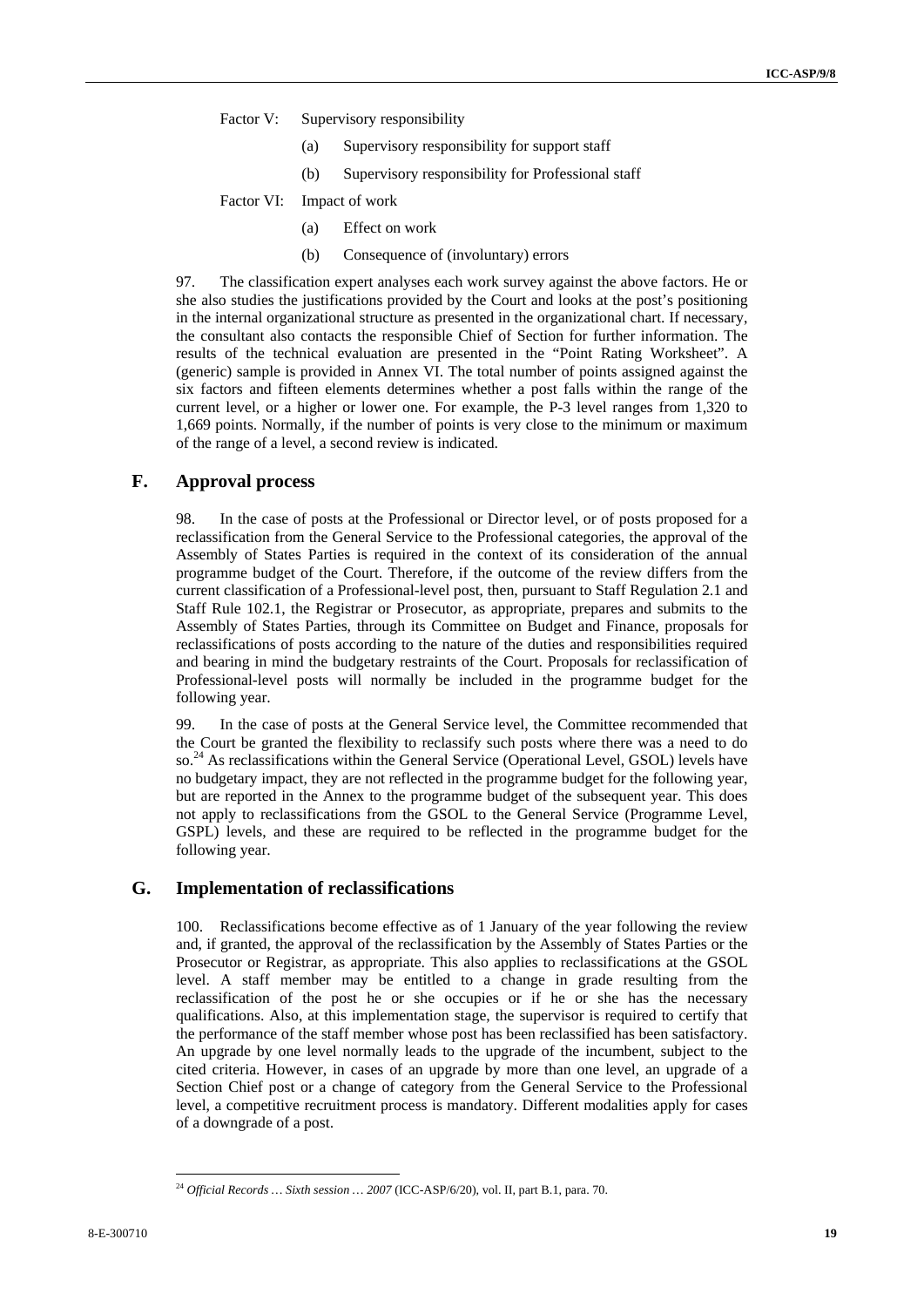Factor V: Supervisory responsibility

(a) Supervisory responsibility for support staff

(b) Supervisory responsibility for Professional staff

Factor VI: Impact of work

(a) Effect on work

(b) Consequence of (involuntary) errors

97. The classification expert analyses each work survey against the above factors. He or she also studies the justifications provided by the Court and looks at the post's positioning in the internal organizational structure as presented in the organizational chart. If necessary, the consultant also contacts the responsible Chief of Section for further information. The results of the technical evaluation are presented in the "Point Rating Worksheet". A (generic) sample is provided in Annex VI. The total number of points assigned against the six factors and fifteen elements determines whether a post falls within the range of the current level, or a higher or lower one. For example, the P-3 level ranges from 1,320 to 1,669 points. Normally, if the number of points is very close to the minimum or maximum of the range of a level, a second review is indicated.

## F. Approval process

98. In the case of posts at the Professional or Director level, or of posts proposed for a reclassification from the General Service to the Professional categories, the approval of the Assembly of States Parties is required in the context of its consideration of the annual programme budget of the Court. Therefore, if the outcome of the review differs from the current classification of a Professional-level post, then, pursuant to Staff Regulation 2.1 and Staff Rule 102.1, the Registrar or Prosecutor, as appropriate, prepares and submits to the Assembly of States Parties, through its Committee on Budget and Finance, proposals for reclassifications of posts according to the nature of the duties and responsibilities required and bearing in mind the budgetary restraints of the Court. Proposals for reclassification of Professional-level posts will normally be included in the programme budget for the following year.

99. In the case of posts at the General Service level, the Committee recommended that the Court be granted the flexibility to reclassify such posts where there was a need to do so.[24] As reclassifications within the General Service (Operational Level, GSOL) levels have no budgetary impact, they are not reflected in the programme budget for the following year, but are reported in the Annex to the programme budget of the subsequent year. This does not apply to reclassifications from the GSOL to the General Service (Programme Level, GSPL) levels, and these are required to be reflected in the programme budget for the following year.

## G. Implementation of reclassifications

100. Reclassifications become effective as of 1 January of the year following the review and, if granted, the approval of the reclassification by the Assembly of States Parties or the Prosecutor or Registrar, as appropriate. This also applies to reclassifications at the GSOL level. A staff member may be entitled to a change in grade resulting from the reclassification of the post he or she occupies or if he or she has the necessary qualifications. Also, at this implementation stage, the supervisor is required to certify that the performance of the staff member whose post has been reclassified has been satisfactory. An upgrade by one level normally leads to the upgrade of the incumbent, subject to the cited criteria. However, in cases of an upgrade by more than one level, an upgrade of a Section Chief post or a change of category from the General Service to the Professional level, a competitive recruitment process is mandatory. Different modalities apply for cases of a downgrade of a post.

---

[24] *Official Records … Sixth session … 2007* (ICC-ASP/6/20), vol. II, part B.1, para. 70.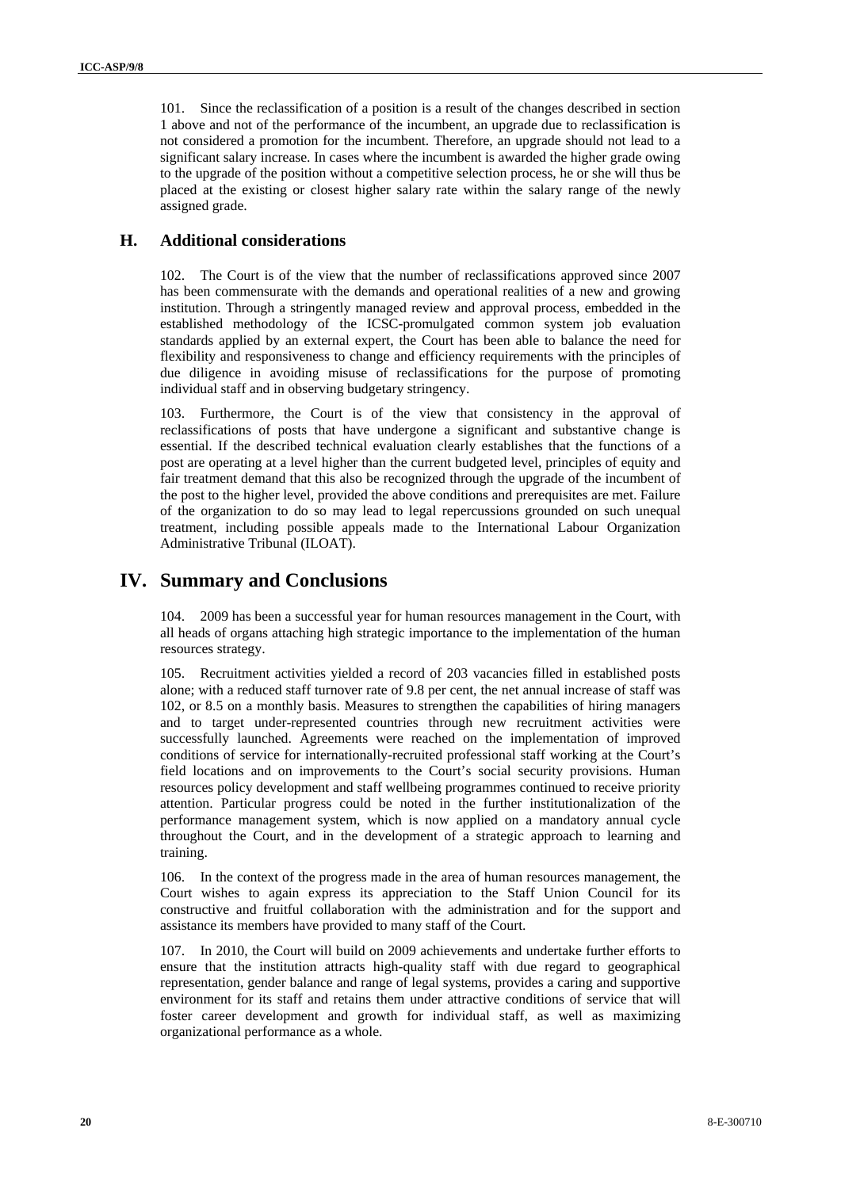101. Since the reclassification of a position is a result of the changes described in section 1 above and not of the performance of the incumbent, an upgrade due to reclassification is not considered a promotion for the incumbent. Therefore, an upgrade should not lead to a significant salary increase. In cases where the incumbent is awarded the higher grade owing to the upgrade of the position without a competitive selection process, he or she will thus be placed at the existing or closest higher salary rate within the salary range of the newly assigned grade.

### H. Additional considerations

102. The Court is of the view that the number of reclassifications approved since 2007 has been commensurate with the demands and operational realities of a new and growing institution. Through a stringently managed review and approval process, embedded in the established methodology of the ICSC-promulgated common system job evaluation standards applied by an external expert, the Court has been able to balance the need for flexibility and responsiveness to change and efficiency requirements with the principles of due diligence in avoiding misuse of reclassifications for the purpose of promoting individual staff and in observing budgetary stringency.

103. Furthermore, the Court is of the view that consistency in the approval of reclassifications of posts that have undergone a significant and substantive change is essential. If the described technical evaluation clearly establishes that the functions of a post are operating at a level higher than the current budgeted level, principles of equity and fair treatment demand that this also be recognized through the upgrade of the incumbent of the post to the higher level, provided the above conditions and prerequisites are met. Failure of the organization to do so may lead to legal repercussions grounded on such unequal treatment, including possible appeals made to the International Labour Organization Administrative Tribunal (ILOAT).

## IV. Summary and Conclusions

104. 2009 has been a successful year for human resources management in the Court, with all heads of organs attaching high strategic importance to the implementation of the human resources strategy.

105. Recruitment activities yielded a record of 203 vacancies filled in established posts alone; with a reduced staff turnover rate of 9.8 per cent, the net annual increase of staff was 102, or 8.5 on a monthly basis. Measures to strengthen the capabilities of hiring managers and to target under-represented countries through new recruitment activities were successfully launched. Agreements were reached on the implementation of improved conditions of service for internationally-recruited professional staff working at the Court's field locations and on improvements to the Court's social security provisions. Human resources policy development and staff wellbeing programmes continued to receive priority attention. Particular progress could be noted in the further institutionalization of the performance management system, which is now applied on a mandatory annual cycle throughout the Court, and in the development of a strategic approach to learning and training.

106. In the context of the progress made in the area of human resources management, the Court wishes to again express its appreciation to the Staff Union Council for its constructive and fruitful collaboration with the administration and for the support and assistance its members have provided to many staff of the Court.

107. In 2010, the Court will build on 2009 achievements and undertake further efforts to ensure that the institution attracts high-quality staff with due regard to geographical representation, gender balance and range of legal systems, provides a caring and supportive environment for its staff and retains them under attractive conditions of service that will foster career development and growth for individual staff, as well as maximizing organizational performance as a whole.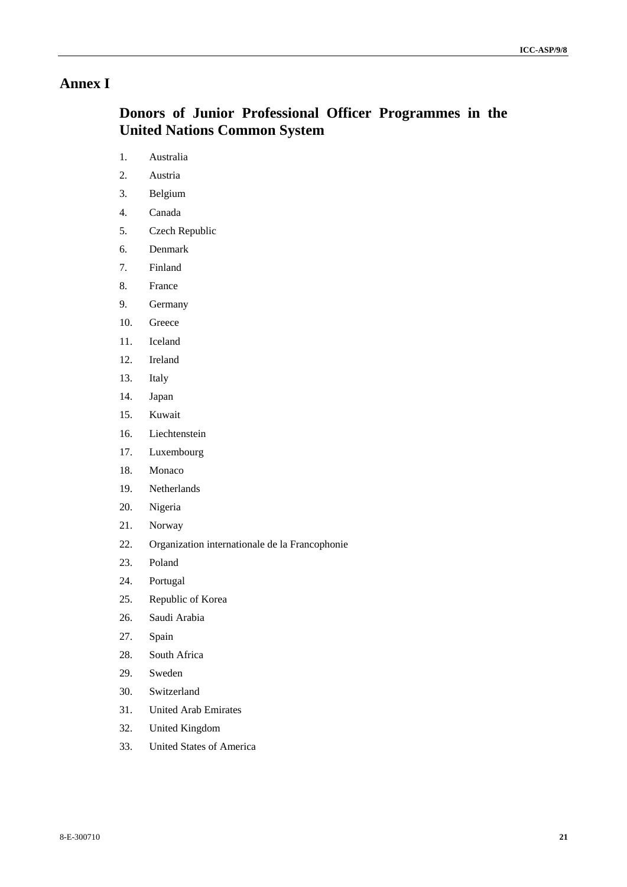# Annex I

## Donors of Junior Professional Officer Programmes in the United Nations Common System

1. Australia
2. Austria
3. Belgium
4. Canada
5. Czech Republic
6. Denmark
7. Finland
8. France
9. Germany
10. Greece
11. Iceland
12. Ireland
13. Italy
14. Japan
15. Kuwait
16. Liechtenstein
17. Luxembourg
18. Monaco
19. Netherlands
20. Nigeria
21. Norway
22. Organization internationale de la Francophonie
23. Poland
24. Portugal
25. Republic of Korea
26. Saudi Arabia
27. Spain
28. South Africa
29. Sweden
30. Switzerland
31. United Arab Emirates
32. United Kingdom
33. United States of America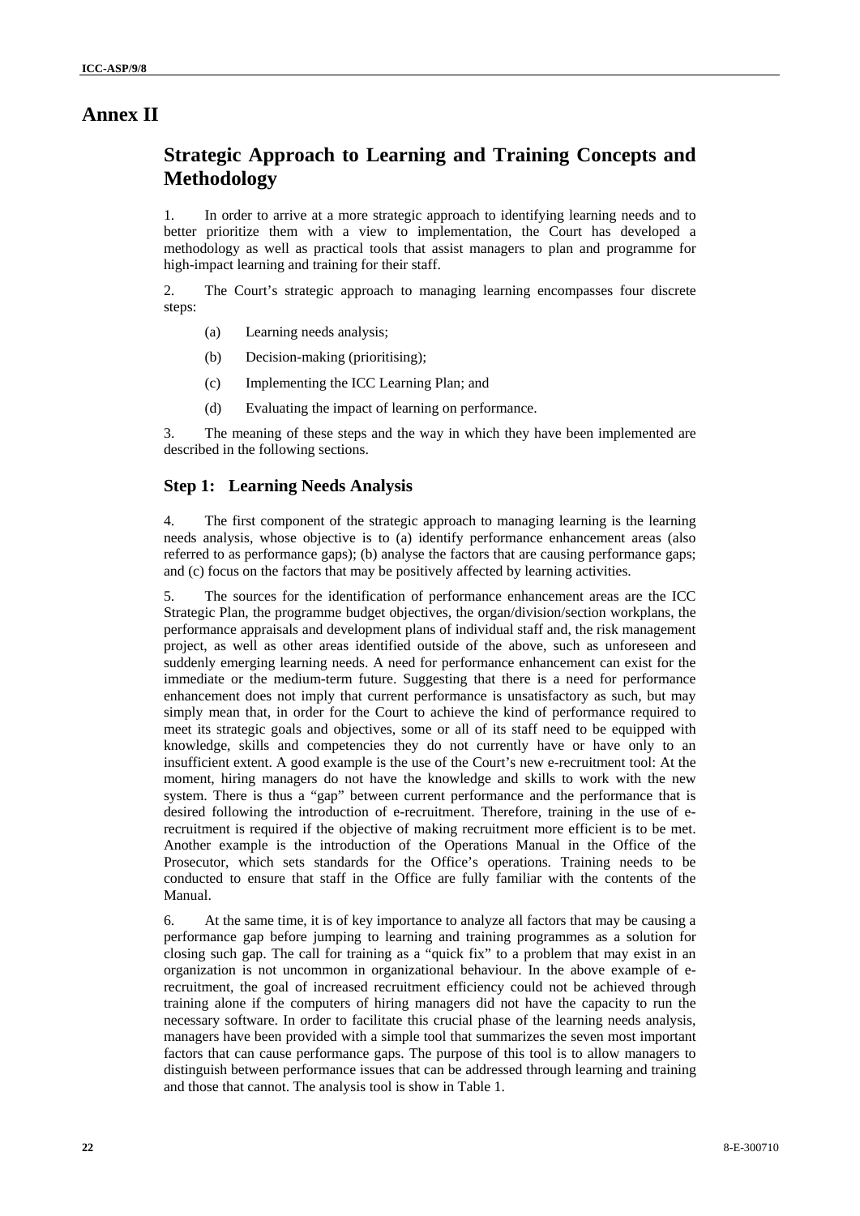# Annex II

## Strategic Approach to Learning and Training Concepts and Methodology

1. In order to arrive at a more strategic approach to identifying learning needs and to better prioritize them with a view to implementation, the Court has developed a methodology as well as practical tools that assist managers to plan and programme for high-impact learning and training for their staff.

2. The Court's strategic approach to managing learning encompasses four discrete steps:

(a) Learning needs analysis;

(b) Decision-making (prioritising);

(c) Implementing the ICC Learning Plan; and

(d) Evaluating the impact of learning on performance.

3. The meaning of these steps and the way in which they have been implemented are described in the following sections.

### Step 1: Learning Needs Analysis

4. The first component of the strategic approach to managing learning is the learning needs analysis, whose objective is to (a) identify performance enhancement areas (also referred to as performance gaps); (b) analyse the factors that are causing performance gaps; and (c) focus on the factors that may be positively affected by learning activities.

5. The sources for the identification of performance enhancement areas are the ICC Strategic Plan, the programme budget objectives, the organ/division/section workplans, the performance appraisals and development plans of individual staff and, the risk management project, as well as other areas identified outside of the above, such as unforeseen and suddenly emerging learning needs. A need for performance enhancement can exist for the immediate or the medium-term future. Suggesting that there is a need for performance enhancement does not imply that current performance is unsatisfactory as such, but may simply mean that, in order for the Court to achieve the kind of performance required to meet its strategic goals and objectives, some or all of its staff need to be equipped with knowledge, skills and competencies they do not currently have or have only to an insufficient extent. A good example is the use of the Court's new e-recruitment tool: At the moment, hiring managers do not have the knowledge and skills to work with the new system. There is thus a "gap" between current performance and the performance that is desired following the introduction of e-recruitment. Therefore, training in the use of e-recruitment is required if the objective of making recruitment more efficient is to be met. Another example is the introduction of the Operations Manual in the Office of the Prosecutor, which sets standards for the Office's operations. Training needs to be conducted to ensure that staff in the Office are fully familiar with the contents of the Manual.

6. At the same time, it is of key importance to analyze all factors that may be causing a performance gap before jumping to learning and training programmes as a solution for closing such gap. The call for training as a "quick fix" to a problem that may exist in an organization is not uncommon in organizational behaviour. In the above example of e-recruitment, the goal of increased recruitment efficiency could not be achieved through training alone if the computers of hiring managers did not have the capacity to run the necessary software. In order to facilitate this crucial phase of the learning needs analysis, managers have been provided with a simple tool that summarizes the seven most important factors that can cause performance gaps. The purpose of this tool is to allow managers to distinguish between performance issues that can be addressed through learning and training and those that cannot. The analysis tool is show in Table 1.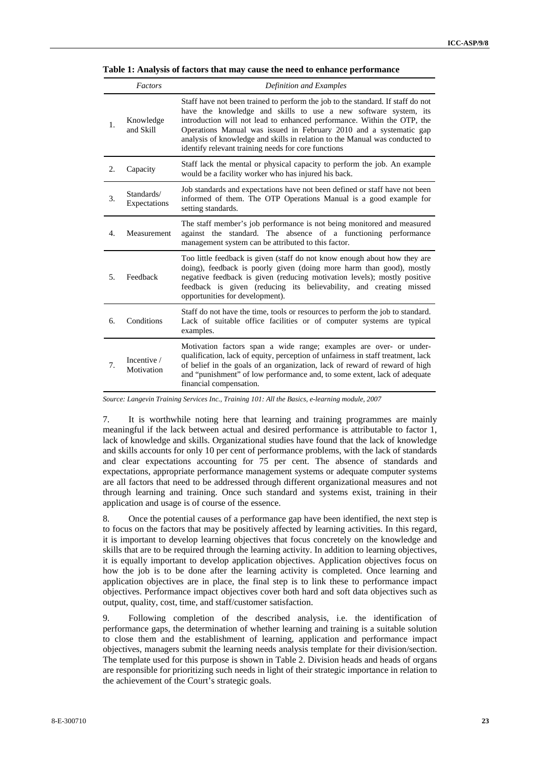**Table 1: Analysis of factors that may cause the need to enhance performance**

| | *Factors* | *Definition and Examples* |
|---|---|---|
| 1. | Knowledge and Skill | Staff have not been trained to perform the job to the standard. If staff do not have the knowledge and skills to use a new software system, its introduction will not lead to enhanced performance. Within the OTP, the Operations Manual was issued in February 2010 and a systematic gap analysis of knowledge and skills in relation to the Manual was conducted to identify relevant training needs for core functions |
| 2. | Capacity | Staff lack the mental or physical capacity to perform the job. An example would be a facility worker who has injured his back. |
| 3. | Standards/ Expectations | Job standards and expectations have not been defined or staff have not been informed of them. The OTP Operations Manual is a good example for setting standards. |
| 4. | Measurement | The staff member's job performance is not being monitored and measured against the standard. The absence of a functioning performance management system can be attributed to this factor. |
| 5. | Feedback | Too little feedback is given (staff do not know enough about how they are doing), feedback is poorly given (doing more harm than good), mostly negative feedback is given (reducing motivation levels); mostly positive feedback is given (reducing its believability, and creating missed opportunities for development). |
| 6. | Conditions | Staff do not have the time, tools or resources to perform the job to standard. Lack of suitable office facilities or of computer systems are typical examples. |
| 7. | Incentive / Motivation | Motivation factors span a wide range; examples are over- or under-qualification, lack of equity, perception of unfairness in staff treatment, lack of belief in the goals of an organization, lack of reward of reward of high and "punishment" of low performance and, to some extent, lack of adequate financial compensation. |

*Source: Langevin Training Services Inc., Training 101: All the Basics, e-learning module, 2007*

7. It is worthwhile noting here that learning and training programmes are mainly meaningful if the lack between actual and desired performance is attributable to factor 1, lack of knowledge and skills. Organizational studies have found that the lack of knowledge and skills accounts for only 10 per cent of performance problems, with the lack of standards and clear expectations accounting for 75 per cent. The absence of standards and expectations, appropriate performance management systems or adequate computer systems are all factors that need to be addressed through different organizational measures and not through learning and training. Once such standard and systems exist, training in their application and usage is of course of the essence.

8. Once the potential causes of a performance gap have been identified, the next step is to focus on the factors that may be positively affected by learning activities. In this regard, it is important to develop learning objectives that focus concretely on the knowledge and skills that are to be required through the learning activity. In addition to learning objectives, it is equally important to develop application objectives. Application objectives focus on how the job is to be done after the learning activity is completed. Once learning and application objectives are in place, the final step is to link these to performance impact objectives. Performance impact objectives cover both hard and soft data objectives such as output, quality, cost, time, and staff/customer satisfaction.

9. Following completion of the described analysis, i.e. the identification of performance gaps, the determination of whether learning and training is a suitable solution to close them and the establishment of learning, application and performance impact objectives, managers submit the learning needs analysis template for their division/section. The template used for this purpose is shown in Table 2. Division heads and heads of organs are responsible for prioritizing such needs in light of their strategic importance in relation to the achievement of the Court's strategic goals.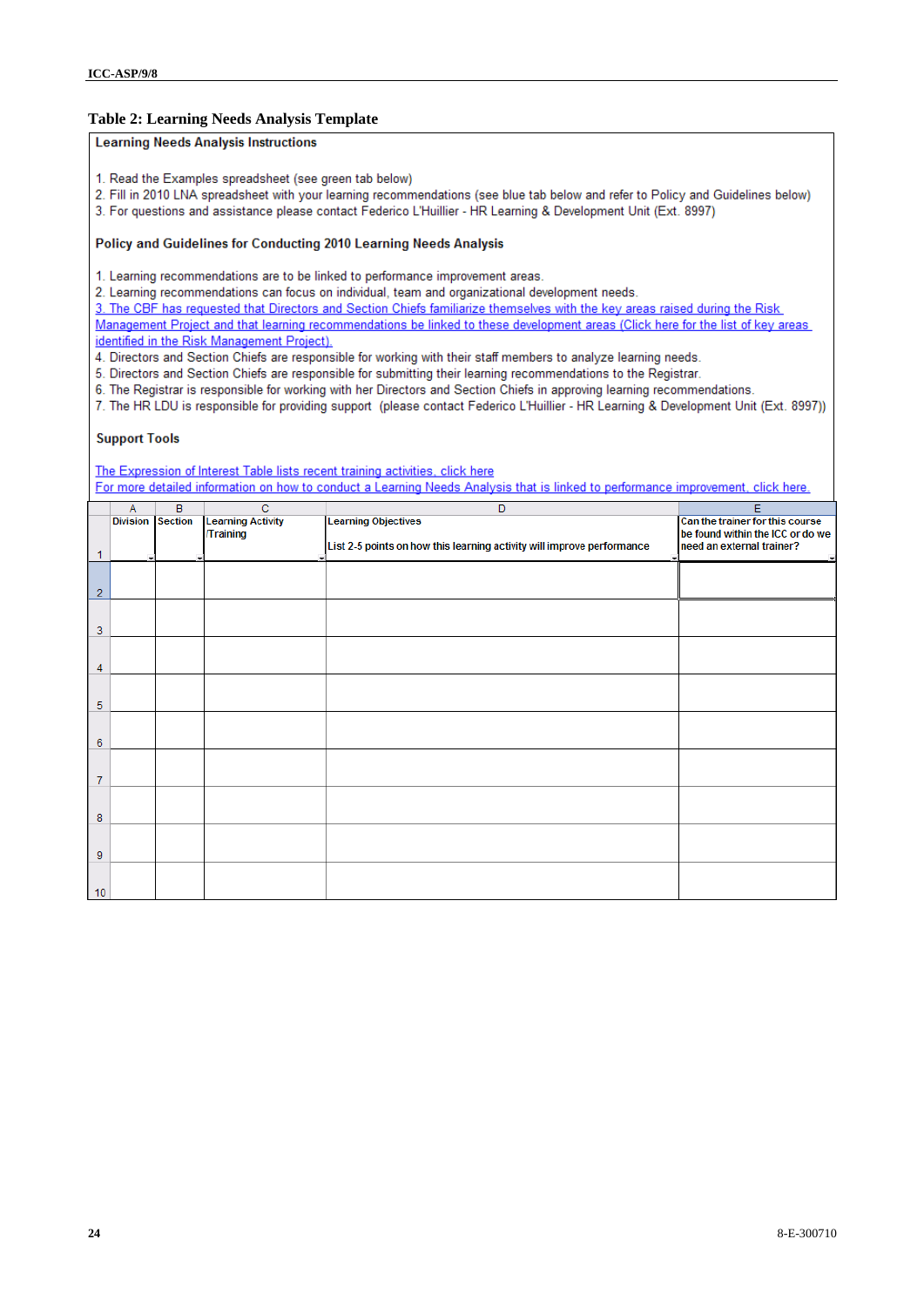## Table 2: Learning Needs Analysis Template

**Learning Needs Analysis Instructions**

1. Read the Examples spreadsheet (see green tab below)
2. Fill in 2010 LNA spreadsheet with your learning recommendations (see blue tab below and refer to Policy and Guidelines below)
3. For questions and assistance please contact Federico L'Huillier - HR Learning & Development Unit (Ext. 8997)

**Policy and Guidelines for Conducting 2010 Learning Needs Analysis**

1. Learning recommendations are to be linked to performance improvement areas.
2. Learning recommendations can focus on individual, team and organizational development needs.
3. The CBF has requested that Directors and Section Chiefs familiarize themselves with the key areas raised during the Risk Management Project and that learning recommendations be linked to these development areas (Click here for the list of key areas identified in the Risk Management Project).
4. Directors and Section Chiefs are responsible for working with their staff members to analyze learning needs.
5. Directors and Section Chiefs are responsible for submitting their learning recommendations to the Registrar.
6. The Registrar is responsible for working with her Directors and Section Chiefs in approving learning recommendations.
7. The HR LDU is responsible for providing support (please contact Federico L'Huillier - HR Learning & Development Unit (Ext. 8997))

**Support Tools**

The Expression of Interest Table lists recent training activities, click here

For more detailed information on how to conduct a Learning Needs Analysis that is linked to performance improvement, click here.

| | A | B | C | D | E |
|---|---|---|---|---|---|
| 1 | Division | Section | Learning Activity /Training | Learning Objectives<br><br>List 2-5 points on how this learning activity will improve performance | Can the trainer for this course be found within the ICC or do we need an external trainer? |
| 2 | | | | | |
| 3 | | | | | |
| 4 | | | | | |
| 5 | | | | | |
| 6 | | | | | |
| 7 | | | | | |
| 8 | | | | | |
| 9 | | | | | |
| 10 | | | | | |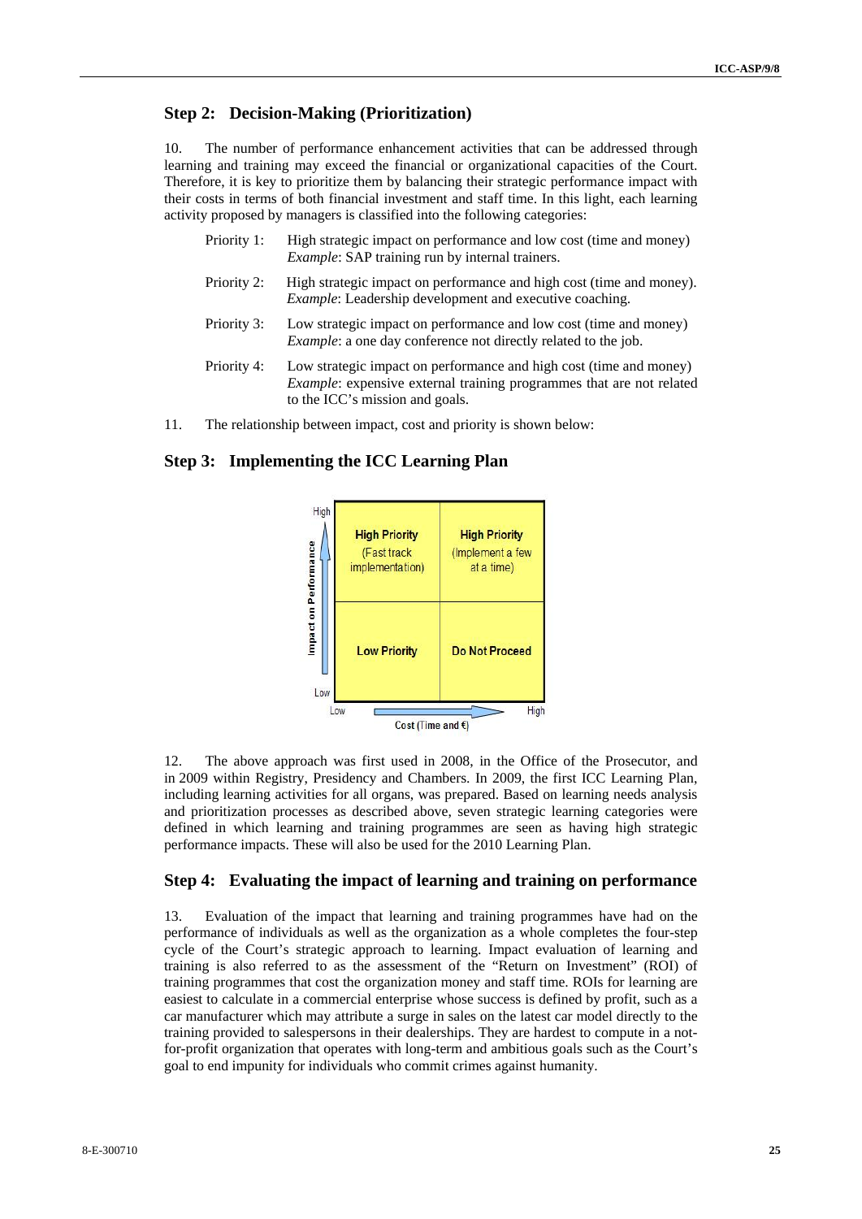## Step 2: Decision-Making (Prioritization)

10. The number of performance enhancement activities that can be addressed through learning and training may exceed the financial or organizational capacities of the Court. Therefore, it is key to prioritize them by balancing their strategic performance impact with their costs in terms of both financial investment and staff time. In this light, each learning activity proposed by managers is classified into the following categories:

- Priority 1: High strategic impact on performance and low cost (time and money) *Example*: SAP training run by internal trainers.
- Priority 2: High strategic impact on performance and high cost (time and money). *Example*: Leadership development and executive coaching.
- Priority 3: Low strategic impact on performance and low cost (time and money) *Example*: a one day conference not directly related to the job.
- Priority 4: Low strategic impact on performance and high cost (time and money) *Example*: expensive external training programmes that are not related to the ICC's mission and goals.

11. The relationship between impact, cost and priority is shown below:

## Step 3: Implementing the ICC Learning Plan

| Impact on Performance \ Cost (Time and €) | Low | High |
|---|---|---|
| High | **High Priority** (Fast track implementation) | **High Priority** (Implement a few at a time) |
| Low | **Low Priority** | **Do Not Proceed** |

12. The above approach was first used in 2008, in the Office of the Prosecutor, and in 2009 within Registry, Presidency and Chambers. In 2009, the first ICC Learning Plan, including learning activities for all organs, was prepared. Based on learning needs analysis and prioritization processes as described above, seven strategic learning categories were defined in which learning and training programmes are seen as having high strategic performance impacts. These will also be used for the 2010 Learning Plan.

## Step 4: Evaluating the impact of learning and training on performance

13. Evaluation of the impact that learning and training programmes have had on the performance of individuals as well as the organization as a whole completes the four-step cycle of the Court's strategic approach to learning. Impact evaluation of learning and training is also referred to as the assessment of the "Return on Investment" (ROI) of training programmes that cost the organization money and staff time. ROIs for learning are easiest to calculate in a commercial enterprise whose success is defined by profit, such as a car manufacturer which may attribute a surge in sales on the latest car model directly to the training provided to salespersons in their dealerships. They are hardest to compute in a not-for-profit organization that operates with long-term and ambitious goals such as the Court's goal to end impunity for individuals who commit crimes against humanity.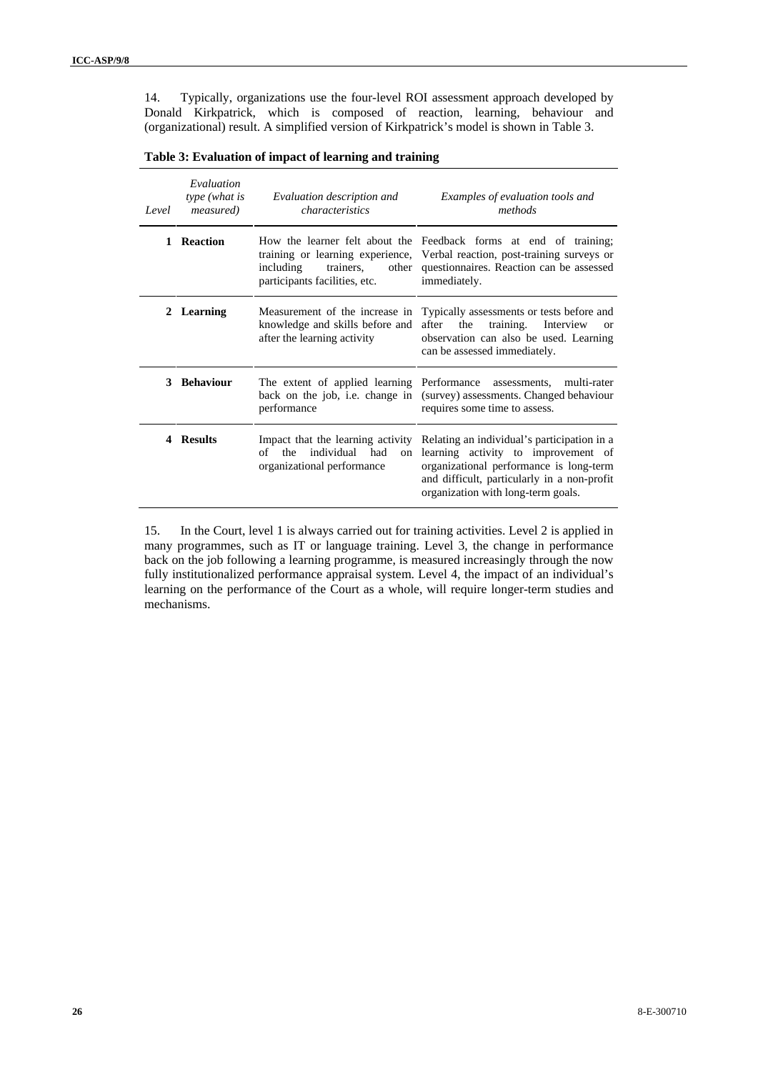14. Typically, organizations use the four-level ROI assessment approach developed by Donald Kirkpatrick, which is composed of reaction, learning, behaviour and (organizational) result. A simplified version of Kirkpatrick's model is shown in Table 3.

**Table 3: Evaluation of impact of learning and training**

| *Level* | *Evaluation type (what is measured)* | *Evaluation description and characteristics* | *Examples of evaluation tools and methods* |
|---|---|---|---|
| **1** | **Reaction** | How the learner felt about the training or learning experience, including trainers, other participants facilities, etc. | Feedback forms at end of training; Verbal reaction, post-training surveys or questionnaires. Reaction can be assessed immediately. |
| **2** | **Learning** | Measurement of the increase in knowledge and skills before and after the learning activity | Typically assessments or tests before and after the training. Interview or observation can also be used. Learning can be assessed immediately. |
| **3** | **Behaviour** | The extent of applied learning back on the job, i.e. change in performance | Performance assessments, multi-rater (survey) assessments. Changed behaviour requires some time to assess. |
| **4** | **Results** | Impact that the learning activity of the individual had on organizational performance | Relating an individual's participation in a learning activity to improvement of organizational performance is long-term and difficult, particularly in a non-profit organization with long-term goals. |

15. In the Court, level 1 is always carried out for training activities. Level 2 is applied in many programmes, such as IT or language training. Level 3, the change in performance back on the job following a learning programme, is measured increasingly through the now fully institutionalized performance appraisal system. Level 4, the impact of an individual's learning on the performance of the Court as a whole, will require longer-term studies and mechanisms.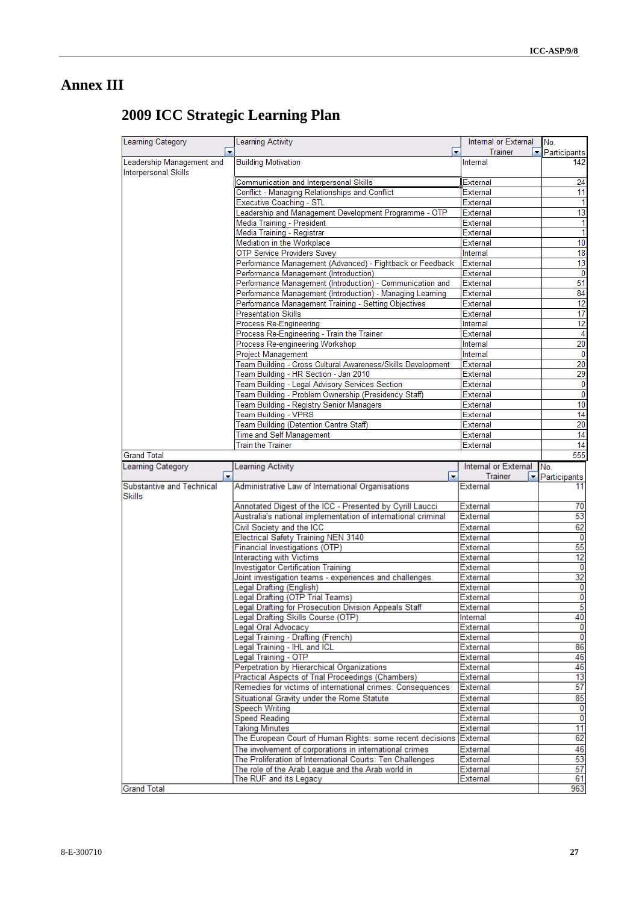# Annex III

## 2009 ICC Strategic Learning Plan

| Learning Category | Learning Activity | Internal or External Trainer | No. Participants |
|---|---|---|---|
| Leadership Management and Interpersonal Skills | Building Motivation | Internal | 142 |
| | Communication and Interpersonal Skills | External | 24 |
| | Conflict - Managing Relationships and Conflict | External | 11 |
| | Executive Coaching - STL | External | 1 |
| | Leadership and Management Development Programme - OTP | External | 13 |
| | Media Training - President | External | 1 |
| | Media Training - Registrar | External | 1 |
| | Mediation in the Workplace | External | 10 |
| | OTP Service Providers Suvey | Internal | 18 |
| | Performance Management (Advanced) - Fightback or Feedback | External | 13 |
| | Performance Management (Introduction) | External | 0 |
| | Performance Management (Introduction) - Communication and | External | 51 |
| | Performance Management (Introduction) - Managing Learning | External | 84 |
| | Performance Management Training - Setting Objectives | External | 12 |
| | Presentation Skills | External | 17 |
| | Process Re-Engineering | Internal | 12 |
| | Process Re-Engineering - Train the Trainer | External | 4 |
| | Process Re-engineering Workshop | Internal | 20 |
| | Project Management | Internal | 0 |
| | Team Building - Cross Cultural Awareness/Skills Development | External | 20 |
| | Team Building - HR Section - Jan 2010 | External | 29 |
| | Team Building - Legal Advisory Services Section | External | 0 |
| | Team Building - Problem Ownership (Presidency Staff) | External | 0 |
| | Team Building - Registry Senior Managers | External | 10 |
| | Team Building - VPRS | External | 14 |
| | Team Building (Detention Centre Staff) | External | 20 |
| | Time and Self Management | External | 14 |
| | Train the Trainer | External | 14 |
| Grand Total | | | 555 |

| Learning Category | Learning Activity | Internal or External Trainer | No. Participants |
|---|---|---|---|
| Substantive and Technical Skills | Administrative Law of International Organisations | External | 11 |
| | Annotated Digest of the ICC - Presented by Cyrill Laucci | External | 70 |
| | Australia's national implementation of international criminal | External | 53 |
| | Civil Society and the ICC | External | 62 |
| | Electrical Safety Training NEN 3140 | External | 0 |
| | Financial Investigations (OTP) | External | 55 |
| | Interacting with Victims | External | 12 |
| | Investigator Certification Training | External | 0 |
| | Joint investigation teams - experiences and challenges | External | 32 |
| | Legal Drafting (English) | External | 0 |
| | Legal Drafting (OTP Trial Teams) | External | 0 |
| | Legal Drafting for Prosecution Division Appeals Staff | External | 5 |
| | Legal Drafting Skills Course (OTP) | Internal | 40 |
| | Legal Oral Advocacy | External | 0 |
| | Legal Training - Drafting (French) | External | 0 |
| | Legal Training - IHL and ICL | External | 86 |
| | Legal Training - OTP | External | 46 |
| | Perpetration by Hierarchical Organizations | External | 46 |
| | Practical Aspects of Trial Proceedings (Chambers) | External | 13 |
| | Remedies for victims of international crimes: Consequences | External | 57 |
| | Situational Gravity under the Rome Statute | External | 85 |
| | Speech Writing | External | 0 |
| | Speed Reading | External | 0 |
| | Taking Minutes | External | 11 |
| | The European Court of Human Rights: some recent decisions | External | 62 |
| | The involvement of corporations in international crimes | External | 46 |
| | The Proliferation of International Courts: Ten Challenges | External | 53 |
| | The role of the Arab League and the Arab world in | External | 57 |
| | The RUF and its Legacy | External | 61 |
| Grand Total | | | 963 |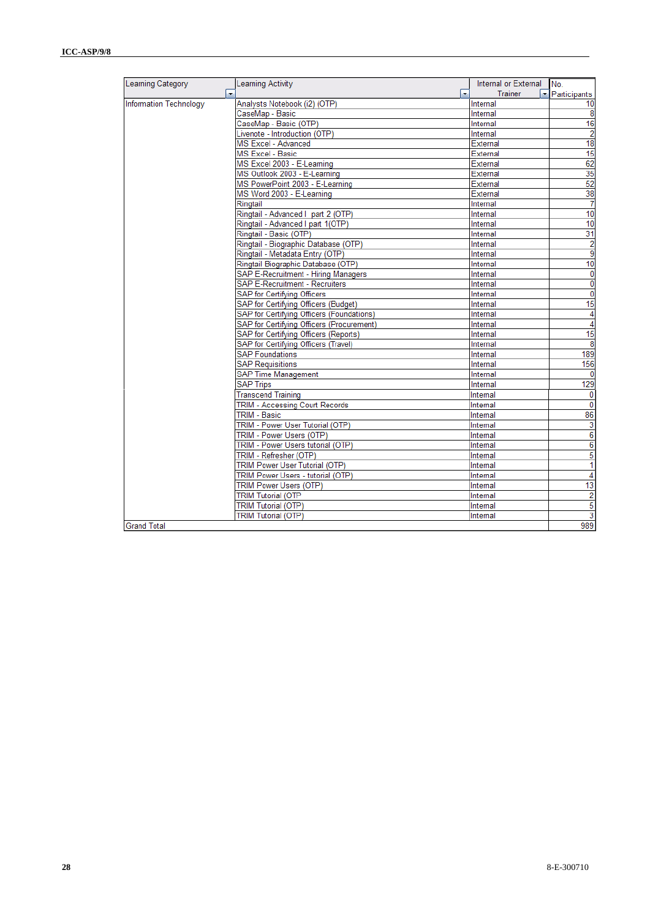| Learning Category | Learning Activity | Internal or External Trainer | No. Participants |
|---|---|---|---|
| Information Technology | Analysts Notebook (i2) (OTP) | Internal | 10 |
| | CaseMap - Basic | Internal | 8 |
| | CaseMap - Basic (OTP) | Internal | 16 |
| | Livenote - Introduction (OTP) | Internal | 2 |
| | MS Excel - Advanced | External | 18 |
| | MS Excel - Basic | External | 15 |
| | MS Excel 2003 - E-Learning | External | 62 |
| | MS Outlook 2003 - E-Learning | External | 35 |
| | MS PowerPoint 2003 - E-Learning | External | 52 |
| | MS Word 2003 - E-Learning | External | 38 |
| | Ringtail | Internal | 7 |
| | Ringtail - Advanced I part 2 (OTP) | Internal | 10 |
| | Ringtail - Advanced I part 1(OTP) | Internal | 10 |
| | Ringtail - Basic (OTP) | Internal | 31 |
| | Ringtail - Biographic Database (OTP) | Internal | 2 |
| | Ringtail - Metadata Entry (OTP) | Internal | 9 |
| | Ringtail Biographic Database (OTP) | Internal | 10 |
| | SAP E-Recruitment - Hiring Managers | Internal | 0 |
| | SAP E-Recruitment - Recruiters | Internal | 0 |
| | SAP for Certifying Officers | Internal | 0 |
| | SAP for Certifying Officers (Budget) | Internal | 15 |
| | SAP for Certifying Officers (Foundations) | Internal | 4 |
| | SAP for Certifying Officers (Procurement) | Internal | 4 |
| | SAP for Certifying Officers (Reports) | Internal | 15 |
| | SAP for Certifying Officers (Travel) | Internal | 8 |
| | SAP Foundations | Internal | 189 |
| | SAP Requisitions | Internal | 156 |
| | SAP Time Management | Internal | 0 |
| | SAP Trips | Internal | 129 |
| | Transcend Training | Internal | 0 |
| | TRIM - Accessing Court Records | Internal | 0 |
| | TRIM - Basic | Internal | 86 |
| | TRIM - Power User Tutorial (OTP) | Internal | 3 |
| | TRIM - Power Users (OTP) | Internal | 6 |
| | TRIM - Power Users tutorial (OTP) | Internal | 6 |
| | TRIM - Refresher (OTP) | Internal | 5 |
| | TRIM Power User Tutorial (OTP) | Internal | 1 |
| | TRIM Power Users - tutorial (OTP) | Internal | 4 |
| | TRIM Power Users (OTP) | Internal | 13 |
| | TRIM Tutorial (OTP | Internal | 2 |
| | TRIM Tutorial (OTP) | Internal | 5 |
| | TRIM Tutorial (OTP) | Internal | 3 |
| Grand Total | | | 989 |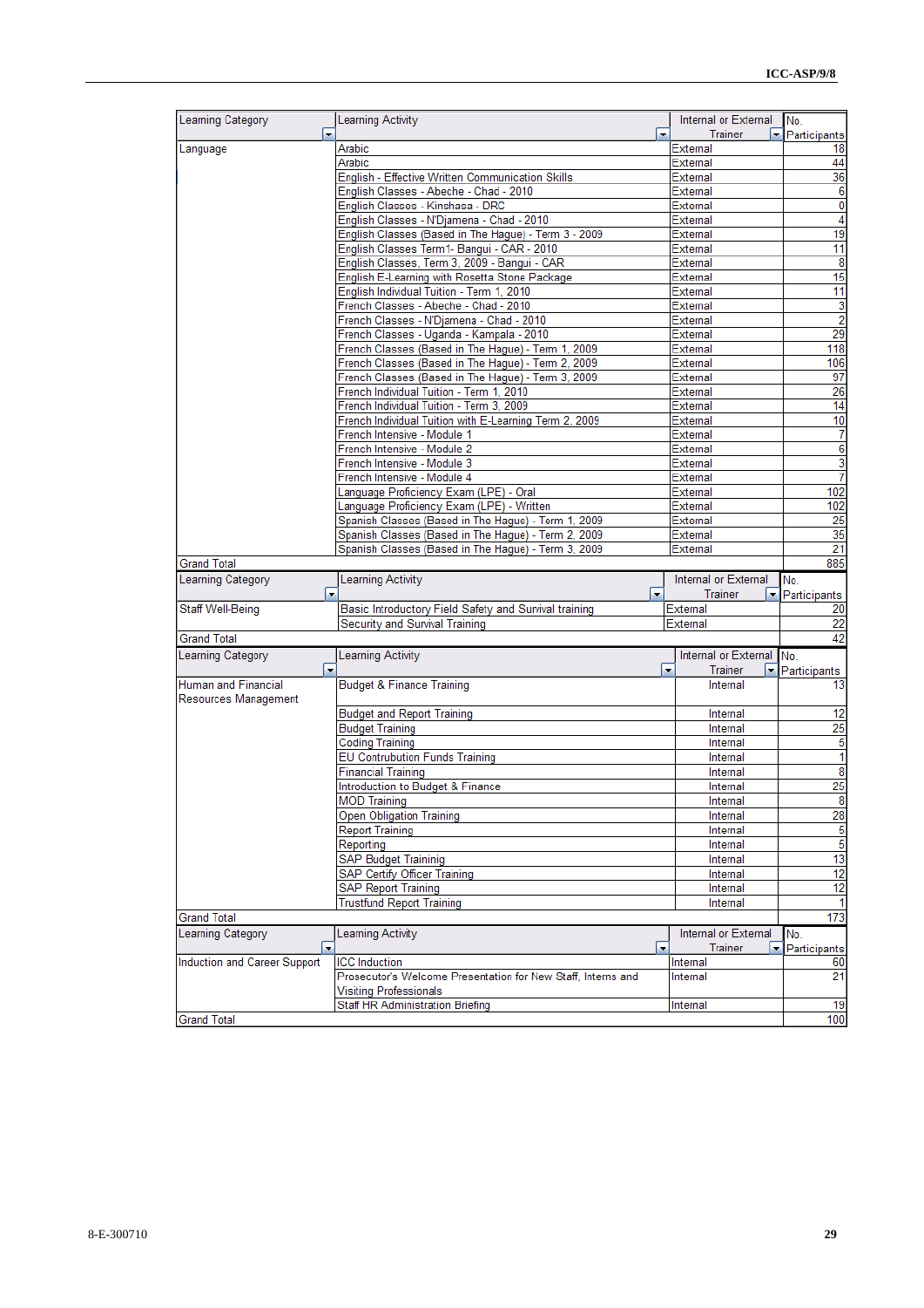| Learning Category | Learning Activity | Internal or External Trainer | No. Participants |
|---|---|---|---|
| Language | Arabic | External | 18 |
| | Arabic | External | 44 |
| | English - Effective Written Communication Skills | External | 36 |
| | English Classes - Abeche - Chad - 2010 | External | 6 |
| | English Classes - Kinshasa - DRC | External | 0 |
| | English Classes - N'Djamena - Chad - 2010 | External | 4 |
| | English Classes (Based in The Hague) - Term 3 - 2009 | External | 19 |
| | English Classes Term1- Bangui - CAR - 2010 | External | 11 |
| | English Classes, Term 3, 2009 - Bangui - CAR | External | 8 |
| | English E-Learning with Rosetta Stone Package | External | 15 |
| | English Individual Tuition - Term 1, 2010 | External | 11 |
| | French Classes - Abeche - Chad - 2010 | External | 3 |
| | French Classes - N'Djamena - Chad - 2010 | External | 2 |
| | French Classes - Uganda - Kampala - 2010 | External | 29 |
| | French Classes (Based in The Hague) - Term 1, 2009 | External | 118 |
| | French Classes (Based in The Hague) - Term 2, 2009 | External | 106 |
| | French Classes (Based in The Hague) - Term 3, 2009 | External | 97 |
| | French Individual Tuition - Term 1, 2010 | External | 26 |
| | French Individual Tuition - Term 3, 2009 | External | 14 |
| | French Individual Tuition with E-Learning Term 2, 2009 | External | 10 |
| | French Intensive - Module 1 | External | 7 |
| | French Intensive - Module 2 | External | 6 |
| | French Intensive - Module 3 | External | 3 |
| | French Intensive - Module 4 | External | 7 |
| | Language Proficiency Exam (LPE) - Oral | External | 102 |
| | Language Proficiency Exam (LPE) - Written | External | 102 |
| | Spanish Classes (Based in The Hague) - Term 1, 2009 | External | 25 |
| | Spanish Classes (Based in The Hague) - Term 2, 2009 | External | 35 |
| | Spanish Classes (Based in The Hague) - Term 3, 2009 | External | 21 |
| Grand Total | | | 885 |

| Learning Category | Learning Activity | Internal or External Trainer | No. Participants |
|---|---|---|---|
| Staff Well-Being | Basic Introductory Field Safety and Survival training | External | 20 |
| | Security and Survival Training | External | 22 |
| Grand Total | | | 42 |

| Learning Category | Learning Activity | Internal or External Trainer | No. Participants |
|---|---|---|---|
| Human and Financial Resources Management | Budget & Finance Training | Internal | 13 |
| | Budget and Report Training | Internal | 12 |
| | Budget Training | Internal | 25 |
| | Coding Training | Internal | 5 |
| | EU Contrubution Funds Training | Internal | 1 |
| | Financial Training | Internal | 8 |
| | Introduction to Budget & Finance | Internal | 25 |
| | MOD Training | Internal | 8 |
| | Open Obligation Training | Internal | 28 |
| | Report Training | Internal | 5 |
| | Reporting | Internal | 5 |
| | SAP Budget Traininig | Internal | 13 |
| | SAP Certify Officer Training | Internal | 12 |
| | SAP Report Training | Internal | 12 |
| | Trustfund Report Training | Internal | 1 |
| Grand Total | | | 173 |

| Learning Category | Learning Activity | Internal or External Trainer | No. Participants |
|---|---|---|---|
| Induction and Career Support | ICC Induction | Internal | 60 |
| | Prosecutor's Welcome Presentation for New Staff, Interns and Visiting Professionals | Internal | 21 |
| | Staff HR Administration Briefing | Internal | 19 |
| Grand Total | | | 100 |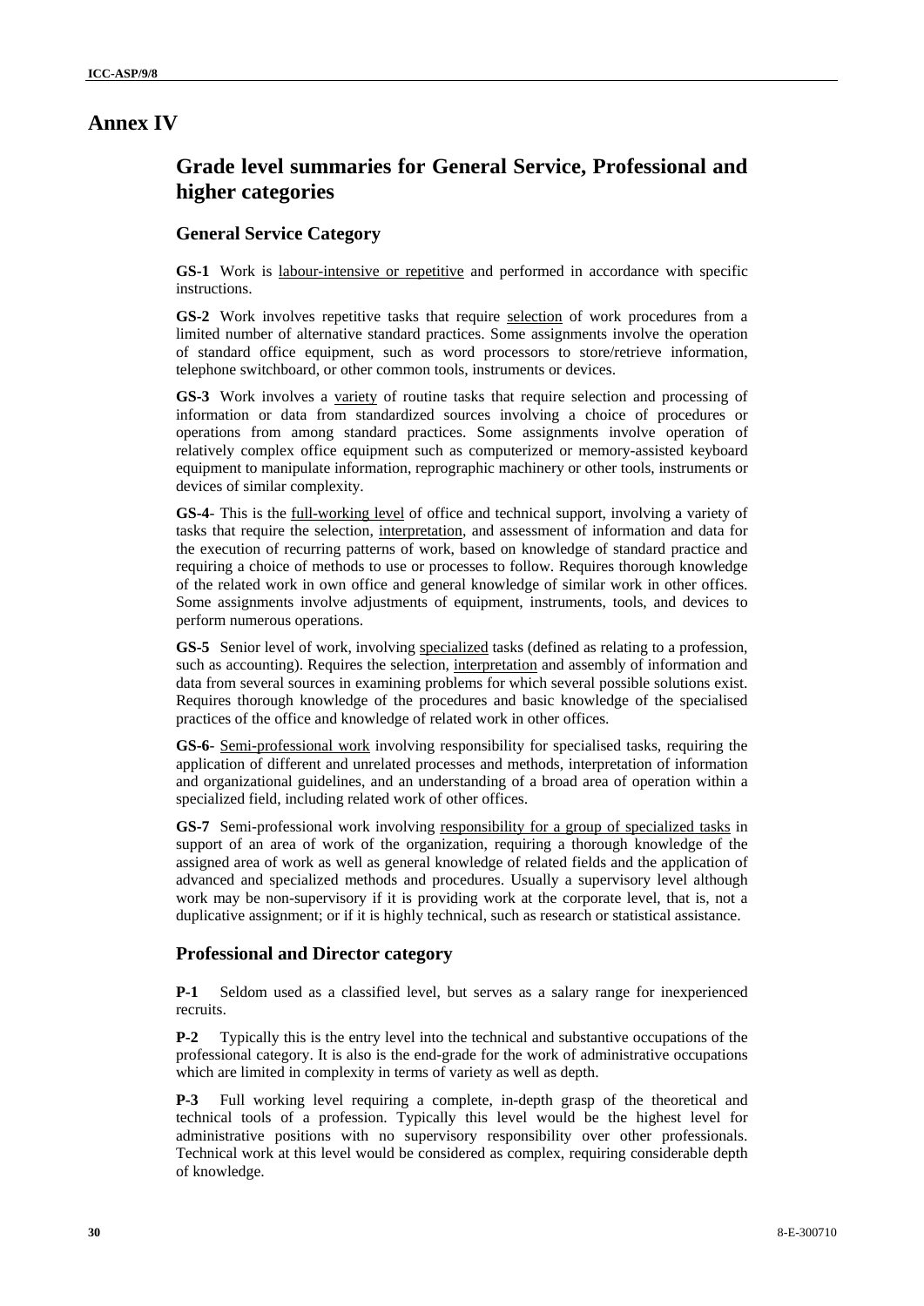# Annex IV

## Grade level summaries for General Service, Professional and higher categories

### General Service Category

**GS-1** Work is labour-intensive or repetitive and performed in accordance with specific instructions.

**GS-2** Work involves repetitive tasks that require selection of work procedures from a limited number of alternative standard practices. Some assignments involve the operation of standard office equipment, such as word processors to store/retrieve information, telephone switchboard, or other common tools, instruments or devices.

**GS-3** Work involves a variety of routine tasks that require selection and processing of information or data from standardized sources involving a choice of procedures or operations from among standard practices. Some assignments involve operation of relatively complex office equipment such as computerized or memory-assisted keyboard equipment to manipulate information, reprographic machinery or other tools, instruments or devices of similar complexity.

**GS-4**- This is the full-working level of office and technical support, involving a variety of tasks that require the selection, interpretation, and assessment of information and data for the execution of recurring patterns of work, based on knowledge of standard practice and requiring a choice of methods to use or processes to follow. Requires thorough knowledge of the related work in own office and general knowledge of similar work in other offices. Some assignments involve adjustments of equipment, instruments, tools, and devices to perform numerous operations.

**GS-5** Senior level of work, involving specialized tasks (defined as relating to a profession, such as accounting). Requires the selection, interpretation and assembly of information and data from several sources in examining problems for which several possible solutions exist. Requires thorough knowledge of the procedures and basic knowledge of the specialised practices of the office and knowledge of related work in other offices.

**GS-6**- Semi-professional work involving responsibility for specialised tasks, requiring the application of different and unrelated processes and methods, interpretation of information and organizational guidelines, and an understanding of a broad area of operation within a specialized field, including related work of other offices.

**GS-7** Semi-professional work involving responsibility for a group of specialized tasks in support of an area of work of the organization, requiring a thorough knowledge of the assigned area of work as well as general knowledge of related fields and the application of advanced and specialized methods and procedures. Usually a supervisory level although work may be non-supervisory if it is providing work at the corporate level, that is, not a duplicative assignment; or if it is highly technical, such as research or statistical assistance.

### Professional and Director category

**P-1** Seldom used as a classified level, but serves as a salary range for inexperienced recruits.

**P-2** Typically this is the entry level into the technical and substantive occupations of the professional category. It is also is the end-grade for the work of administrative occupations which are limited in complexity in terms of variety as well as depth.

**P-3** Full working level requiring a complete, in-depth grasp of the theoretical and technical tools of a profession. Typically this level would be the highest level for administrative positions with no supervisory responsibility over other professionals. Technical work at this level would be considered as complex, requiring considerable depth of knowledge.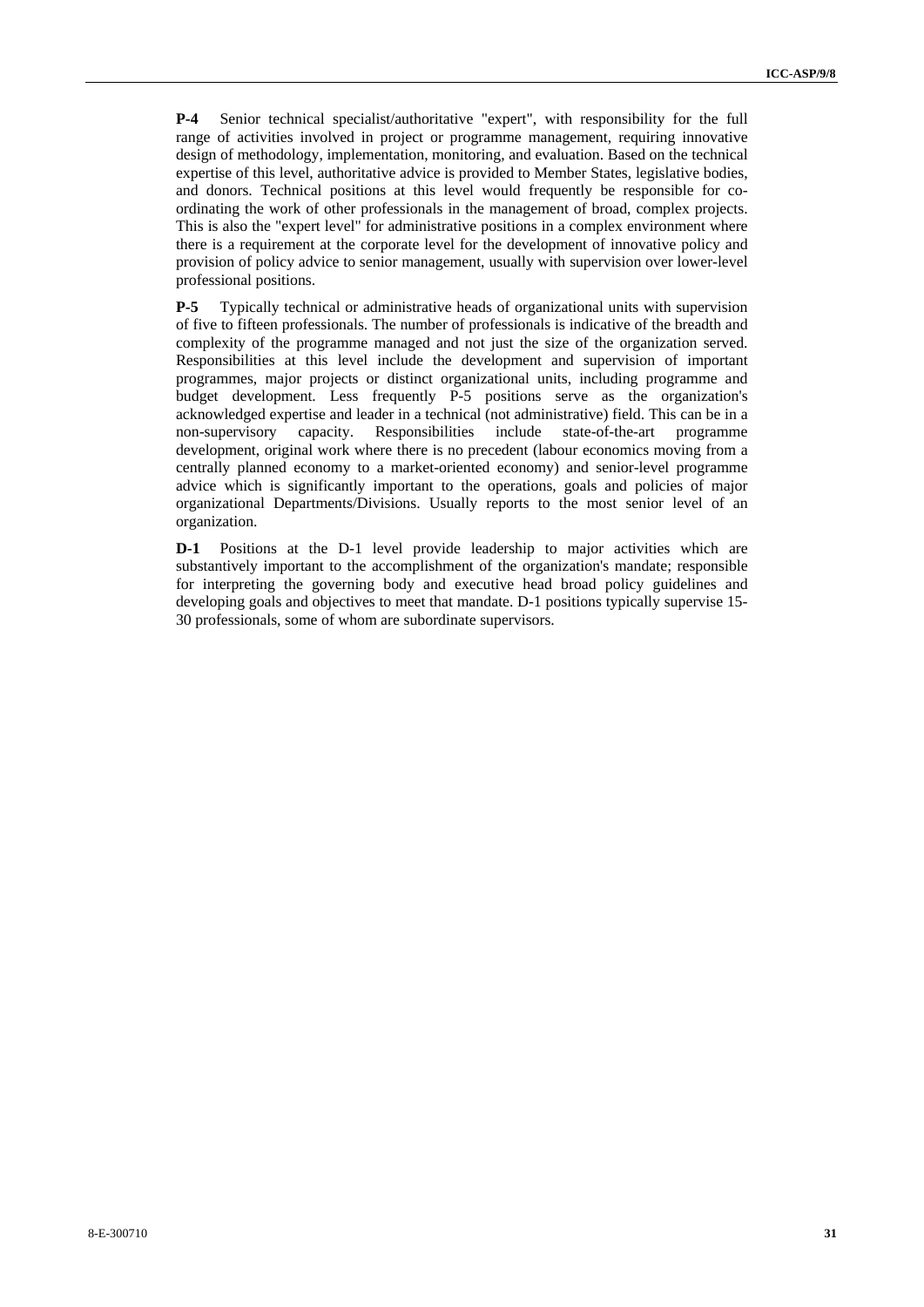**P-4** Senior technical specialist/authoritative "expert", with responsibility for the full range of activities involved in project or programme management, requiring innovative design of methodology, implementation, monitoring, and evaluation. Based on the technical expertise of this level, authoritative advice is provided to Member States, legislative bodies, and donors. Technical positions at this level would frequently be responsible for co-ordinating the work of other professionals in the management of broad, complex projects. This is also the "expert level" for administrative positions in a complex environment where there is a requirement at the corporate level for the development of innovative policy and provision of policy advice to senior management, usually with supervision over lower-level professional positions.

**P-5** Typically technical or administrative heads of organizational units with supervision of five to fifteen professionals. The number of professionals is indicative of the breadth and complexity of the programme managed and not just the size of the organization served. Responsibilities at this level include the development and supervision of important programmes, major projects or distinct organizational units, including programme and budget development. Less frequently P-5 positions serve as the organization's acknowledged expertise and leader in a technical (not administrative) field. This can be in a non-supervisory capacity. Responsibilities include state-of-the-art programme development, original work where there is no precedent (labour economics moving from a centrally planned economy to a market-oriented economy) and senior-level programme advice which is significantly important to the operations, goals and policies of major organizational Departments/Divisions. Usually reports to the most senior level of an organization.

**D-1** Positions at the D-1 level provide leadership to major activities which are substantively important to the accomplishment of the organization's mandate; responsible for interpreting the governing body and executive head broad policy guidelines and developing goals and objectives to meet that mandate. D-1 positions typically supervise 15-30 professionals, some of whom are subordinate supervisors.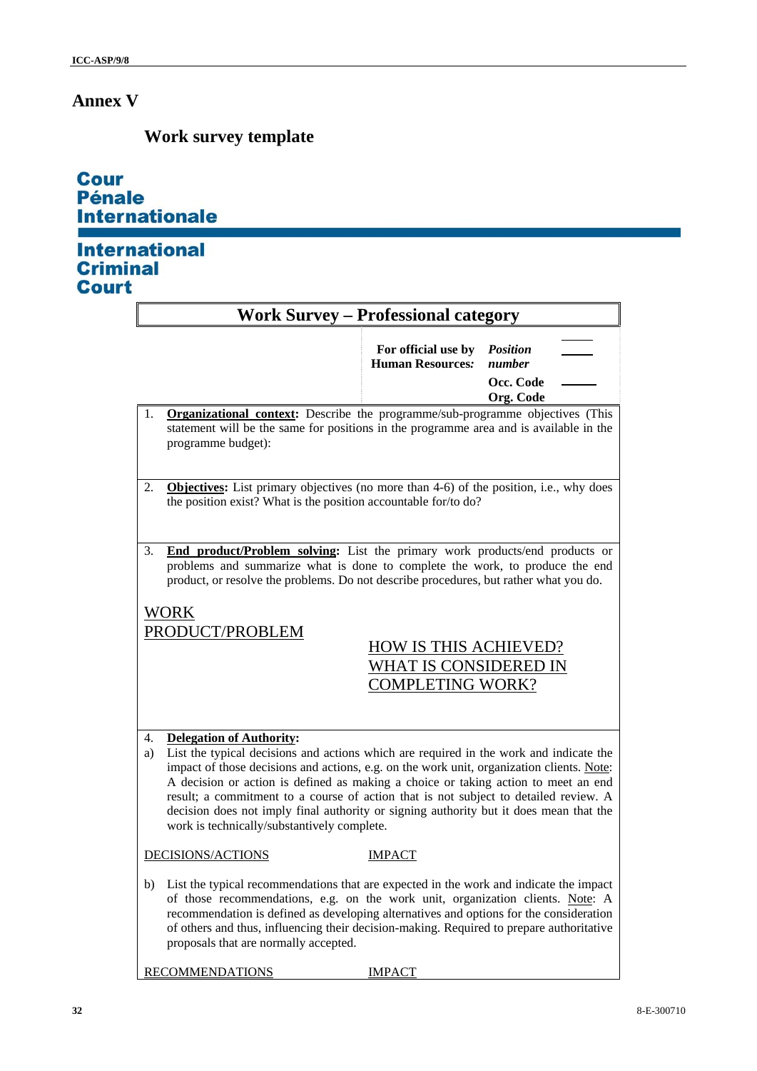# Annex V

## Work survey template

**Cour Pénale Internationale**

**International Criminal Court**

| **Work Survey – Professional category** | |
|---|---|
| | **For official use by Human Resources:** *Position number* \_\_\_\_ **Occ. Code** \_\_\_\_ **Org. Code** \_\_\_\_ |

1. **Organizational context:** Describe the programme/sub-programme objectives (This statement will be the same for positions in the programme area and is available in the programme budget):

2. **Objectives:** List primary objectives (no more than 4-6) of the position, i.e., why does the position exist? What is the position accountable for/to do?

3. **End product/Problem solving:** List the primary work products/end products or problems and summarize what is done to complete the work, to produce the end product, or resolve the problems. Do not describe procedures, but rather what you do.

| WORK PRODUCT/PROBLEM | HOW IS THIS ACHIEVED? WHAT IS CONSIDERED IN COMPLETING WORK? |
|---|---|
| | |

4. **Delegation of Authority:**

a) List the typical decisions and actions which are required in the work and indicate the impact of those decisions and actions, e.g. on the work unit, organization clients. Note: A decision or action is defined as making a choice or taking action to meet an end result; a commitment to a course of action that is not subject to detailed review. A decision does not imply final authority or signing authority but it does mean that the work is technically/substantively complete.

| DECISIONS/ACTIONS | IMPACT |
|---|---|
| | |

b) List the typical recommendations that are expected in the work and indicate the impact of those recommendations, e.g. on the work unit, organization clients. Note: A recommendation is defined as developing alternatives and options for the consideration of others and thus, influencing their decision-making. Required to prepare authoritative proposals that are normally accepted.

| RECOMMENDATIONS | IMPACT |
|---|---|
| | |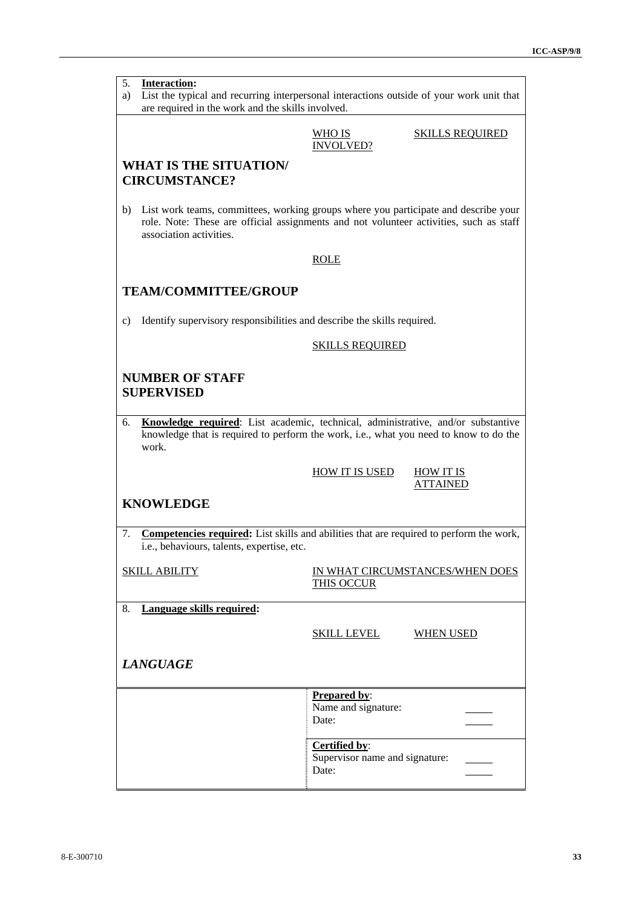5. **Interaction:**

a) List the typical and recurring interpersonal interactions outside of your work unit that are required in the work and the skills involved.

| WHAT IS THE SITUATION/ CIRCUMSTANCE? | WHO IS INVOLVED? | SKILLS REQUIRED |
|---|---|---|
| | | |

b) List work teams, committees, working groups where you participate and describe your role. Note: These are official assignments and not volunteer activities, such as staff association activities.

| TEAM/COMMITTEE/GROUP | ROLE |
|---|---|
| | |

c) Identify supervisory responsibilities and describe the skills required.

| NUMBER OF STAFF SUPERVISED | SKILLS REQUIRED |
|---|---|
| | |

6. **Knowledge required**: List academic, technical, administrative, and/or substantive knowledge that is required to perform the work, i.e., what you need to know to do the work.

| KNOWLEDGE | HOW IT IS USED | HOW IT IS ATTAINED |
|---|---|---|
| | | |

7. **Competencies required:** List skills and abilities that are required to perform the work, i.e., behaviours, talents, expertise, etc.

| SKILL ABILITY | IN WHAT CIRCUMSTANCES/WHEN DOES THIS OCCUR |
|---|---|
| | |

8. **Language skills required:**

| *LANGUAGE* | SKILL LEVEL | WHEN USED |
|---|---|---|
| | | |

| | |
|---|---|
| | **Prepared by**:<br>Name and signature: _____<br>Date: _____ |
| | **Certified by**:<br>Supervisor name and signature: _____<br>Date: _____ |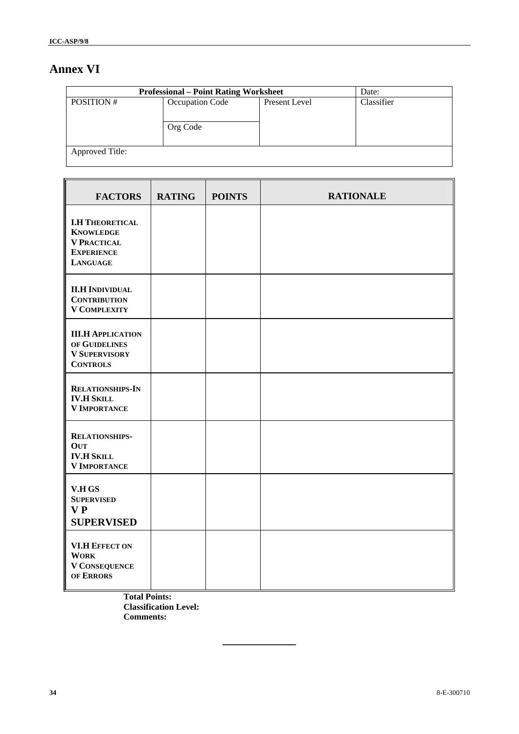# Annex VI

| Professional – Point Rating Worksheet | | | Date: |
|---|---|---|---|
| POSITION # | Occupation Code<br><br>Org Code | Present Level | Classifier |
| Approved Title: | | | |

| FACTORS | RATING | POINTS | RATIONALE |
|---|---|---|---|
| **I.H THEORETICAL KNOWLEDGE**<br>**V PRACTICAL EXPERIENCE**<br>**LANGUAGE** | | | |
| **II.H INDIVIDUAL CONTRIBUTION**<br>**V COMPLEXITY** | | | |
| **III.H APPLICATION OF GUIDELINES**<br>**V SUPERVISORY CONTROLS** | | | |
| **RELATIONSHIPS-IN**<br>**IV.H SKILL**<br>**V IMPORTANCE** | | | |
| **RELATIONSHIPS-OUT**<br>**IV.H SKILL**<br>**V IMPORTANCE** | | | |
| **V.H GS SUPERVISED**<br>**V P SUPERVISED** | | | |
| **VI.H EFFECT ON WORK**<br>**V CONSEQUENCE OF ERRORS** | | | |

**Total Points:**
**Classification Level:**
**Comments:**

---